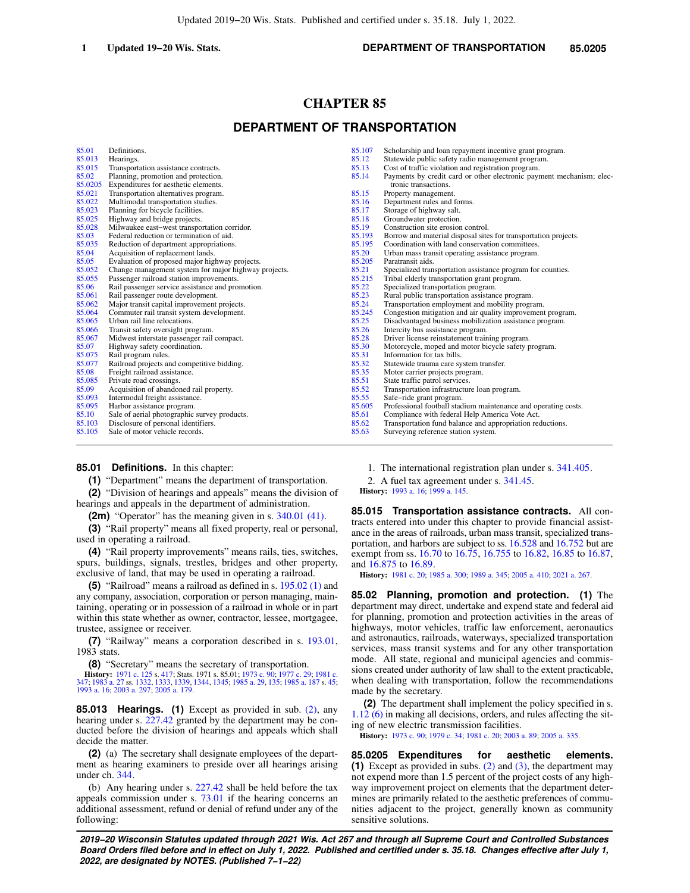# CHAPTER 85

## DEPARTMENT OF TRANSPORTATION

| | |
|---|---|
| 85.01 | Definitions. |
| 85.013 | Hearings. |
| 85.015 | Transportation assistance contracts. |
| 85.02 | Planning, promotion and protection. |
| 85.0205 | Expenditures for aesthetic elements. |
| 85.021 | Transportation alternatives program. |
| 85.022 | Multimodal transportation studies. |
| 85.023 | Planning for bicycle facilities. |
| 85.025 | Highway and bridge projects. |
| 85.028 | Milwaukee east−west transportation corridor. |
| 85.03 | Federal reduction or termination of aid. |
| 85.035 | Reduction of department appropriations. |
| 85.04 | Acquisition of replacement lands. |
| 85.05 | Evaluation of proposed major highway projects. |
| 85.052 | Change management system for major highway projects. |
| 85.055 | Passenger railroad station improvements. |
| 85.06 | Rail passenger service assistance and promotion. |
| 85.061 | Rail passenger route development. |
| 85.062 | Major transit capital improvement projects. |
| 85.064 | Commuter rail transit system development. |
| 85.065 | Urban rail line relocations. |
| 85.066 | Transit safety oversight program. |
| 85.067 | Midwest interstate passenger rail compact. |
| 85.07 | Highway safety coordination. |
| 85.075 | Rail program rules. |
| 85.077 | Railroad projects and competitive bidding. |
| 85.08 | Freight railroad assistance. |
| 85.085 | Private road crossings. |
| 85.09 | Acquisition of abandoned rail property. |
| 85.093 | Intermodal freight assistance. |
| 85.095 | Harbor assistance program. |
| 85.10 | Sale of aerial photographic survey products. |
| 85.103 | Disclosure of personal identifiers. |
| 85.105 | Sale of motor vehicle records. |
| 85.107 | Scholarship and loan repayment incentive grant program. |
| 85.12 | Statewide public safety radio management program. |
| 85.13 | Cost of traffic violation and registration program. |
| 85.14 | Payments by credit card or other electronic payment mechanism; electronic transactions. |
| 85.15 | Property management. |
| 85.16 | Department rules and forms. |
| 85.17 | Storage of highway salt. |
| 85.18 | Groundwater protection. |
| 85.19 | Construction site erosion control. |
| 85.193 | Borrow and material disposal sites for transportation projects. |
| 85.195 | Coordination with land conservation committees. |
| 85.20 | Urban mass transit operating assistance program. |
| 85.205 | Paratransit aids. |
| 85.21 | Specialized transportation assistance program for counties. |
| 85.215 | Tribal elderly transportation grant program. |
| 85.22 | Specialized transportation program. |
| 85.23 | Rural public transportation assistance program. |
| 85.24 | Transportation employment and mobility program. |
| 85.245 | Congestion mitigation and air quality improvement program. |
| 85.25 | Disadvantaged business mobilization assistance program. |
| 85.26 | Intercity bus assistance program. |
| 85.28 | Driver license reinstatement training program. |
| 85.30 | Motorcycle, moped and motor bicycle safety program. |
| 85.31 | Information for tax bills. |
| 85.32 | Statewide trauma care system transfer. |
| 85.35 | Motor carrier projects program. |
| 85.51 | State traffic patrol services. |
| 85.52 | Transportation infrastructure loan program. |
| 85.55 | Safe−ride grant program. |
| 85.605 | Professional football stadium maintenance and operating costs. |
| 85.61 | Compliance with federal Help America Vote Act. |
| 85.62 | Transportation fund balance and appropriation reductions. |
| 85.63 | Surveying reference station system. |

**85.01 Definitions.** In this chapter:

**(1)** "Department" means the department of transportation.

**(2)** "Division of hearings and appeals" means the division of hearings and appeals in the department of administration.

**(2m)** "Operator" has the meaning given in s. 340.01 (41).

**(3)** "Rail property" means all fixed property, real or personal, used in operating a railroad.

**(4)** "Rail property improvements" means rails, ties, switches, spurs, buildings, signals, trestles, bridges and other property, exclusive of land, that may be used in operating a railroad.

**(5)** "Railroad" means a railroad as defined in s. 195.02 (1) and any company, association, corporation or person managing, maintaining, operating or in possession of a railroad in whole or in part within this state whether as owner, contractor, lessee, mortgagee, trustee, assignee or receiver.

**(7)** "Railway" means a corporation described in s. 193.01, 1983 stats.

**(8)** "Secretary" means the secretary of transportation.

**History:** 1971 c. 125 s. 417; Stats. 1971 s. 85.01; 1973 c. 90; 1977 c. 29; 1981 c. 347; 1983 a. 27 ss. 1332, 1333, 1339, 1344, 1345; 1985 a. 29, 135; 1985 a. 187 s. 45; 1993 a. 16; 2003 a. 297; 2005 a. 179.

**85.013 Hearings. (1)** Except as provided in sub. (2), any hearing under s. 227.42 granted by the department may be conducted before the division of hearings and appeals which shall decide the matter.

**(2)** (a) The secretary shall designate employees of the department as hearing examiners to preside over all hearings arising under ch. 344.

(b) Any hearing under s. 227.42 shall be held before the tax appeals commission under s. 73.01 if the hearing concerns an additional assessment, refund or denial of refund under any of the following:

1. The international registration plan under s. 341.405.

2. A fuel tax agreement under s. 341.45.

**History:** 1993 a. 16; 1999 a. 145.

**85.015 Transportation assistance contracts.** All contracts entered into under this chapter to provide financial assistance in the areas of railroads, urban mass transit, specialized transportation, and harbors are subject to ss. 16.528 and 16.752 but are exempt from ss. 16.70 to 16.75, 16.755 to 16.82, 16.85 to 16.87, and 16.875 to 16.89.

**History:** 1981 c. 20; 1985 a. 300; 1989 a. 345; 2005 a. 410; 2021 a. 267.

**85.02 Planning, promotion and protection. (1)** The department may direct, undertake and expend state and federal aid for planning, promotion and protection activities in the areas of highways, motor vehicles, traffic law enforcement, aeronautics and astronautics, railroads, waterways, specialized transportation services, mass transit systems and for any other transportation mode. All state, regional and municipal agencies and commissions created under authority of law shall to the extent practicable, when dealing with transportation, follow the recommendations made by the secretary.

**(2)** The department shall implement the policy specified in s. 1.12 (6) in making all decisions, orders, and rules affecting the siting of new electric transmission facilities.

**History:** 1973 c. 90; 1979 c. 34; 1981 c. 20; 2003 a. 89; 2005 a. 335.

**85.0205 Expenditures for aesthetic elements. (1)** Except as provided in subs. (2) and (3), the department may not expend more than 1.5 percent of the project costs of any highway improvement project on elements that the department determines are primarily related to the aesthetic preferences of communities adjacent to the project, generally known as community sensitive solutions.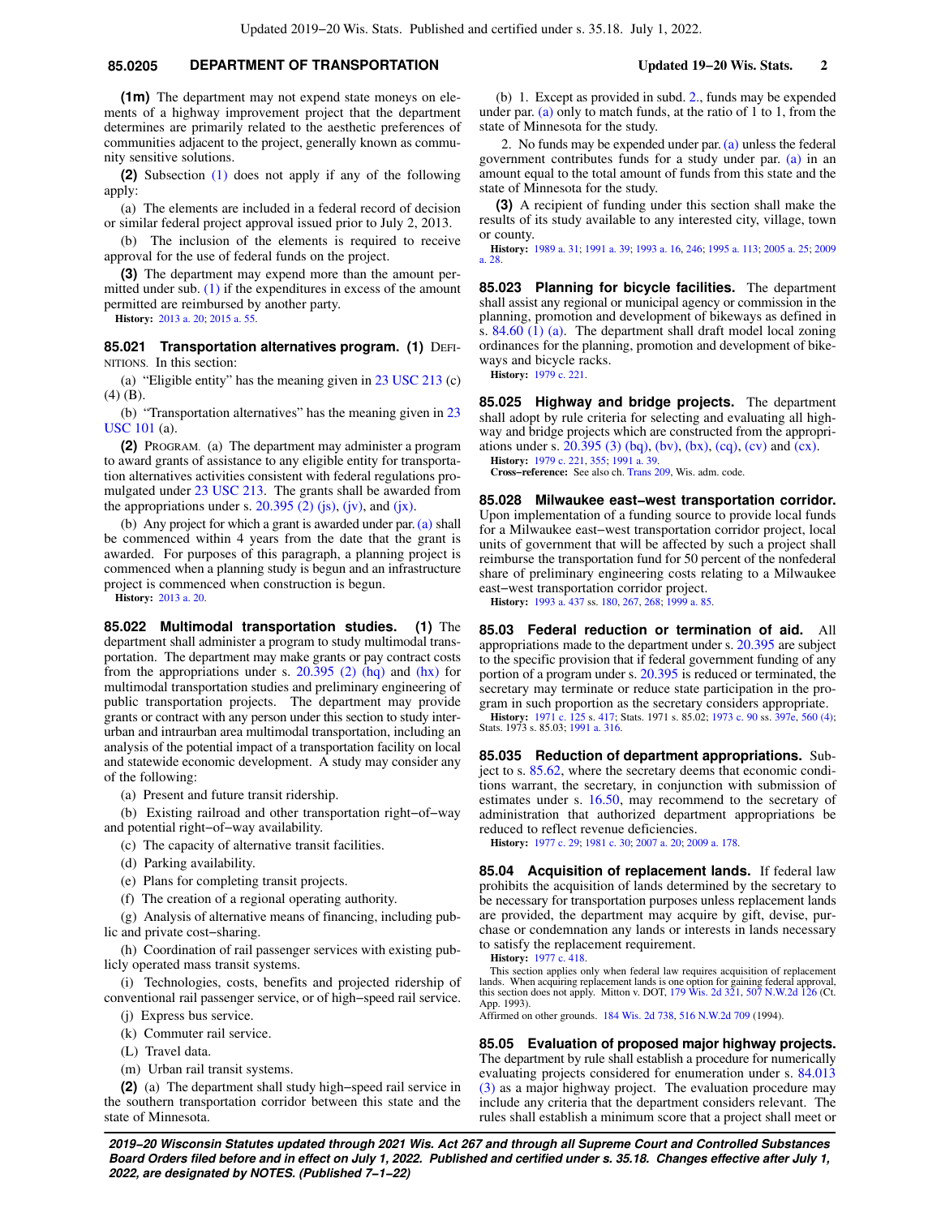**(1m)** The department may not expend state moneys on elements of a highway improvement project that the department determines are primarily related to the aesthetic preferences of communities adjacent to the project, generally known as community sensitive solutions.

**(2)** Subsection (1) does not apply if any of the following apply:

(a) The elements are included in a federal record of decision or similar federal project approval issued prior to July 2, 2013.

(b) The inclusion of the elements is required to receive approval for the use of federal funds on the project.

**(3)** The department may expend more than the amount permitted under sub. (1) if the expenditures in excess of the amount permitted are reimbursed by another party.

**History:** 2013 a. 20; 2015 a. 55.

**85.021 Transportation alternatives program. (1)** DEFINITIONS. In this section:

(a) "Eligible entity" has the meaning given in 23 USC 213 (c) (4) (B).

(b) "Transportation alternatives" has the meaning given in 23 USC 101 (a).

**(2)** PROGRAM. (a) The department may administer a program to award grants of assistance to any eligible entity for transportation alternatives activities consistent with federal regulations promulgated under 23 USC 213. The grants shall be awarded from the appropriations under s. 20.395 (2) (js), (jv), and (jx).

(b) Any project for which a grant is awarded under par. (a) shall be commenced within 4 years from the date that the grant is awarded. For purposes of this paragraph, a planning project is commenced when a planning study is begun and an infrastructure project is commenced when construction is begun.

**History:** 2013 a. 20.

**85.022 Multimodal transportation studies. (1)** The department shall administer a program to study multimodal transportation. The department may make grants or pay contract costs from the appropriations under s. 20.395 (2) (hq) and (hx) for multimodal transportation studies and preliminary engineering of public transportation projects. The department may provide grants or contract with any person under this section to study interurban and intraurban area multimodal transportation, including an analysis of the potential impact of a transportation facility on local and statewide economic development. A study may consider any of the following:

(a) Present and future transit ridership.

(b) Existing railroad and other transportation right-of-way and potential right-of-way availability.

(c) The capacity of alternative transit facilities.

(d) Parking availability.

(e) Plans for completing transit projects.

(f) The creation of a regional operating authority.

(g) Analysis of alternative means of financing, including public and private cost-sharing.

(h) Coordination of rail passenger services with existing publicly operated mass transit systems.

(i) Technologies, costs, benefits and projected ridership of conventional rail passenger service, or of high-speed rail service.

(j) Express bus service.

(k) Commuter rail service.

(L) Travel data.

(m) Urban rail transit systems.

**(2)** (a) The department shall study high-speed rail service in the southern transportation corridor between this state and the state of Minnesota.

(b) 1. Except as provided in subd. 2., funds may be expended under par. (a) only to match funds, at the ratio of 1 to 1, from the state of Minnesota for the study.

2. No funds may be expended under par. (a) unless the federal government contributes funds for a study under par. (a) in an amount equal to the total amount of funds from this state and the state of Minnesota for the study.

**(3)** A recipient of funding under this section shall make the results of its study available to any interested city, village, town or county.

**History:** 1989 a. 31; 1991 a. 39; 1993 a. 16, 246; 1995 a. 113; 2005 a. 25; 2009 a. 28.

**85.023 Planning for bicycle facilities.** The department shall assist any regional or municipal agency or commission in the planning, promotion and development of bikeways as defined in s. 84.60 (1) (a). The department shall draft model local zoning ordinances for the planning, promotion and development of bikeways and bicycle racks.

**History:** 1979 c. 221.

**85.025 Highway and bridge projects.** The department shall adopt by rule criteria for selecting and evaluating all highway and bridge projects which are constructed from the appropriations under s. 20.395 (3) (bq), (bv), (bx), (cq), (cv) and (cx).

**History:** 1979 c. 221, 355; 1991 a. 39.

**Cross-reference:** See also ch. Trans 209, Wis. adm. code.

**85.028 Milwaukee east-west transportation corridor.** Upon implementation of a funding source to provide local funds for a Milwaukee east-west transportation corridor project, local units of government that will be affected by such a project shall reimburse the transportation fund for 50 percent of the nonfederal share of preliminary engineering costs relating to a Milwaukee east-west transportation corridor project.

**History:** 1993 a. 437 ss. 180, 267, 268; 1999 a. 85.

**85.03 Federal reduction or termination of aid.** All appropriations made to the department under s. 20.395 are subject to the specific provision that if federal government funding of any portion of a program under s. 20.395 is reduced or terminated, the secretary may terminate or reduce state participation in the program in such proportion as the secretary considers appropriate.

**History:** 1971 c. 125 s. 417; Stats. 1971 s. 85.02; 1973 c. 90 ss. 397e, 560 (4); Stats. 1973 s. 85.03; 1991 a. 316.

**85.035 Reduction of department appropriations.** Subject to s. 85.62, where the secretary deems that economic conditions warrant, the secretary, in conjunction with submission of estimates under s. 16.50, may recommend to the secretary of administration that authorized department appropriations be reduced to reflect revenue deficiencies.

**History:** 1977 c. 29; 1981 c. 30; 2007 a. 20; 2009 a. 178.

**85.04 Acquisition of replacement lands.** If federal law prohibits the acquisition of lands determined by the secretary to be necessary for transportation purposes unless replacement lands are provided, the department may acquire by gift, devise, purchase or condemnation any lands or interests in lands necessary to satisfy the replacement requirement.

**History:** 1977 c. 418.

This section applies only when federal law requires acquisition of replacement lands. When acquiring replacement lands is one option for gaining federal approval, this section does not apply. Mitton v. DOT, 179 Wis. 2d 321, 507 N.W.2d 126 (Ct. App. 1993).

Affirmed on other grounds. 184 Wis. 2d 738, 516 N.W.2d 709 (1994).

**85.05 Evaluation of proposed major highway projects.** The department by rule shall establish a procedure for numerically evaluating projects considered for enumeration under s. 84.013 (3) as a major highway project. The evaluation procedure may include any criteria that the department considers relevant. The rules shall establish a minimum score that a project shall meet or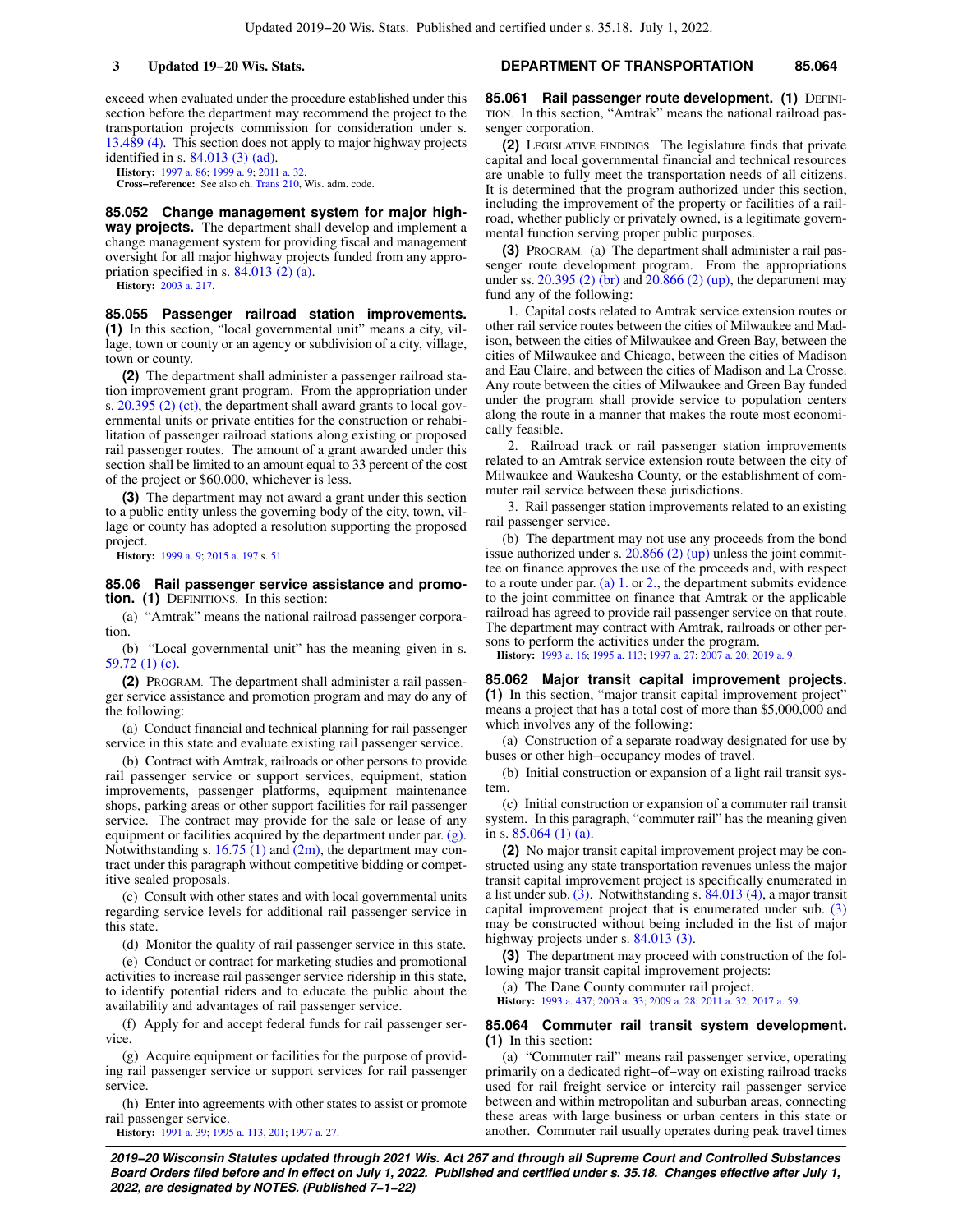exceed when evaluated under the procedure established under this section before the department may recommend the project to the transportation projects commission for consideration under s. 13.489 (4). This section does not apply to major highway projects identified in s. 84.013 (3) (ad).

**History:** 1997 a. 86; 1999 a. 9; 2011 a. 32.

**Cross−reference:** See also ch. Trans 210, Wis. adm. code.

**85.052 Change management system for major highway projects.** The department shall develop and implement a change management system for providing fiscal and management oversight for all major highway projects funded from any appropriation specified in s. 84.013 (2) (a).

**History:** 2003 a. 217.

**85.055 Passenger railroad station improvements.** **(1)** In this section, "local governmental unit" means a city, village, town or county or an agency or subdivision of a city, village, town or county.

**(2)** The department shall administer a passenger railroad station improvement grant program. From the appropriation under s. 20.395 (2) (ct), the department shall award grants to local governmental units or private entities for the construction or rehabilitation of passenger railroad stations along existing or proposed rail passenger routes. The amount of a grant awarded under this section shall be limited to an amount equal to 33 percent of the cost of the project or $60,000, whichever is less.

**(3)** The department may not award a grant under this section to a public entity unless the governing body of the city, town, village or county has adopted a resolution supporting the proposed project.

**History:** 1999 a. 9; 2015 a. 197 s. 51.

**85.06 Rail passenger service assistance and promotion.** **(1)** DEFINITIONS. In this section:

(a) "Amtrak" means the national railroad passenger corporation.

(b) "Local governmental unit" has the meaning given in s. 59.72 (1) (c).

**(2)** PROGRAM. The department shall administer a rail passenger service assistance and promotion program and may do any of the following:

(a) Conduct financial and technical planning for rail passenger service in this state and evaluate existing rail passenger service.

(b) Contract with Amtrak, railroads or other persons to provide rail passenger service or support services, equipment, station improvements, passenger platforms, equipment maintenance shops, parking areas or other support facilities for rail passenger service. The contract may provide for the sale or lease of any equipment or facilities acquired by the department under par. (g). Notwithstanding s. 16.75 (1) and (2m), the department may contract under this paragraph without competitive bidding or competitive sealed proposals.

(c) Consult with other states and with local governmental units regarding service levels for additional rail passenger service in this state.

(d) Monitor the quality of rail passenger service in this state.

(e) Conduct or contract for marketing studies and promotional activities to increase rail passenger service ridership in this state, to identify potential riders and to educate the public about the availability and advantages of rail passenger service.

(f) Apply for and accept federal funds for rail passenger service.

(g) Acquire equipment or facilities for the purpose of providing rail passenger service or support services for rail passenger service.

(h) Enter into agreements with other states to assist or promote rail passenger service.

**History:** 1991 a. 39; 1995 a. 113, 201; 1997 a. 27.

**85.061 Rail passenger route development.** **(1)** DEFINITION. In this section, "Amtrak" means the national railroad passenger corporation.

**(2)** LEGISLATIVE FINDINGS. The legislature finds that private capital and local governmental financial and technical resources are unable to fully meet the transportation needs of all citizens. It is determined that the program authorized under this section, including the improvement of the property or facilities of a railroad, whether publicly or privately owned, is a legitimate governmental function serving proper public purposes.

**(3)** PROGRAM. (a) The department shall administer a rail passenger route development program. From the appropriations under ss. 20.395 (2) (br) and 20.866 (2) (up), the department may fund any of the following:

1. Capital costs related to Amtrak service extension routes or other rail service routes between the cities of Milwaukee and Madison, between the cities of Milwaukee and Green Bay, between the cities of Milwaukee and Chicago, between the cities of Madison and Eau Claire, and between the cities of Madison and La Crosse. Any route between the cities of Milwaukee and Green Bay funded under the program shall provide service to population centers along the route in a manner that makes the route most economically feasible.

2. Railroad track or rail passenger station improvements related to an Amtrak service extension route between the city of Milwaukee and Waukesha County, or the establishment of commuter rail service between these jurisdictions.

3. Rail passenger station improvements related to an existing rail passenger service.

(b) The department may not use any proceeds from the bond issue authorized under s. 20.866 (2) (up) unless the joint committee on finance approves the use of the proceeds and, with respect to a route under par. (a) 1. or 2., the department submits evidence to the joint committee on finance that Amtrak or the applicable railroad has agreed to provide rail passenger service on that route. The department may contract with Amtrak, railroads or other persons to perform the activities under the program.

**History:** 1993 a. 16; 1995 a. 113; 1997 a. 27; 2007 a. 20; 2019 a. 9.

**85.062 Major transit capital improvement projects.** **(1)** In this section, "major transit capital improvement project" means a project that has a total cost of more than $5,000,000 and which involves any of the following:

(a) Construction of a separate roadway designated for use by buses or other high−occupancy modes of travel.

(b) Initial construction or expansion of a light rail transit system.

(c) Initial construction or expansion of a commuter rail transit system. In this paragraph, "commuter rail" has the meaning given in s. 85.064 (1) (a).

**(2)** No major transit capital improvement project may be constructed using any state transportation revenues unless the major transit capital improvement project is specifically enumerated in a list under sub. (3). Notwithstanding s. 84.013 (4), a major transit capital improvement project that is enumerated under sub. (3) may be constructed without being included in the list of major highway projects under s. 84.013 (3).

**(3)** The department may proceed with construction of the following major transit capital improvement projects:

(a) The Dane County commuter rail project.

**History:** 1993 a. 437; 2003 a. 33; 2009 a. 28; 2011 a. 32; 2017 a. 59.

**85.064 Commuter rail transit system development.** **(1)** In this section:

(a) "Commuter rail" means rail passenger service, operating primarily on a dedicated right−of−way on existing railroad tracks used for rail freight service or intercity rail passenger service between and within metropolitan and suburban areas, connecting these areas with large business or urban centers in this state or another. Commuter rail usually operates during peak travel times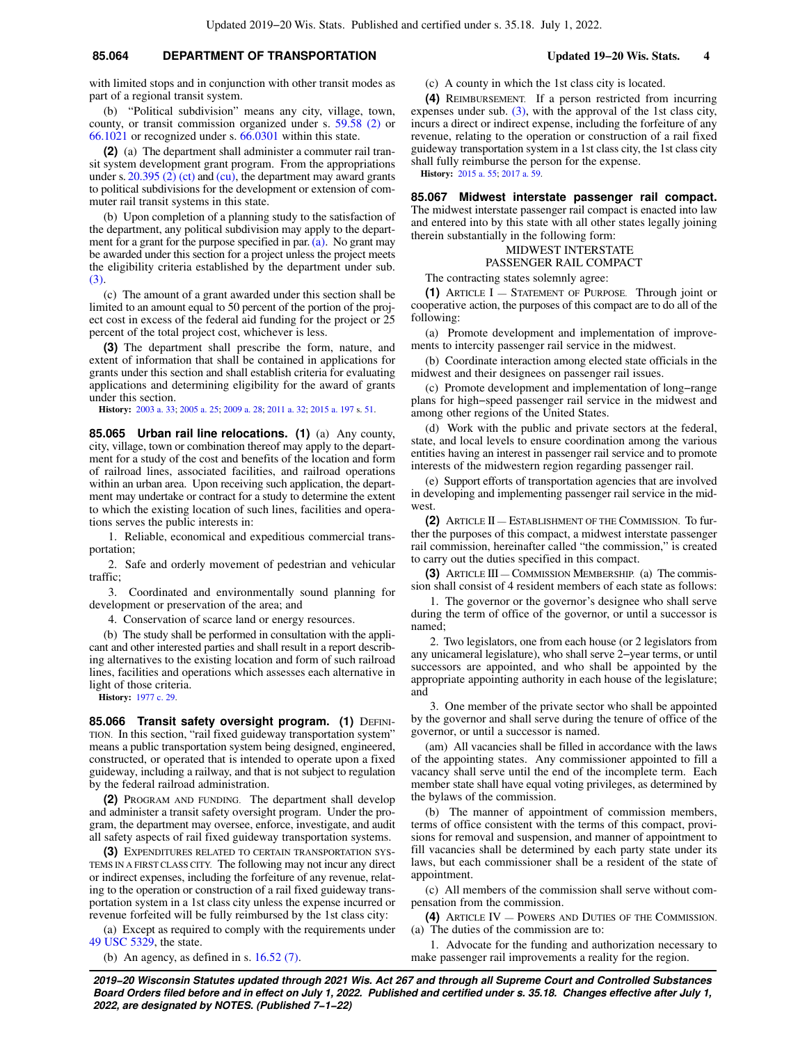with limited stops and in conjunction with other transit modes as part of a regional transit system.

(b) "Political subdivision" means any city, village, town, county, or transit commission organized under s. 59.58 (2) or 66.1021 or recognized under s. 66.0301 within this state.

**(2)** (a) The department shall administer a commuter rail transit system development grant program. From the appropriations under s. 20.395 (2) (ct) and (cu), the department may award grants to political subdivisions for the development or extension of commuter rail transit systems in this state.

(b) Upon completion of a planning study to the satisfaction of the department, any political subdivision may apply to the department for a grant for the purpose specified in par. (a). No grant may be awarded under this section for a project unless the project meets the eligibility criteria established by the department under sub. (3).

(c) The amount of a grant awarded under this section shall be limited to an amount equal to 50 percent of the portion of the project cost in excess of the federal aid funding for the project or 25 percent of the total project cost, whichever is less.

**(3)** The department shall prescribe the form, nature, and extent of information that shall be contained in applications for grants under this section and shall establish criteria for evaluating applications and determining eligibility for the award of grants under this section.

**History:** 2003 a. 33; 2005 a. 25; 2009 a. 28; 2011 a. 32; 2015 a. 197 s. 51.

**85.065 Urban rail line relocations. (1)** (a) Any county, city, village, town or combination thereof may apply to the department for a study of the cost and benefits of the location and form of railroad lines, associated facilities, and railroad operations within an urban area. Upon receiving such application, the department may undertake or contract for a study to determine the extent to which the existing location of such lines, facilities and operations serves the public interests in:

1. Reliable, economical and expeditious commercial transportation;

2. Safe and orderly movement of pedestrian and vehicular traffic;

3. Coordinated and environmentally sound planning for development or preservation of the area; and

4. Conservation of scarce land or energy resources.

(b) The study shall be performed in consultation with the applicant and other interested parties and shall result in a report describing alternatives to the existing location and form of such railroad lines, facilities and operations which assesses each alternative in light of those criteria.

**History:** 1977 c. 29.

**85.066 Transit safety oversight program. (1)** DEFINITION. In this section, "rail fixed guideway transportation system" means a public transportation system being designed, engineered, constructed, or operated that is intended to operate upon a fixed guideway, including a railway, and that is not subject to regulation by the federal railroad administration.

**(2)** PROGRAM AND FUNDING. The department shall develop and administer a transit safety oversight program. Under the program, the department may oversee, enforce, investigate, and audit all safety aspects of rail fixed guideway transportation systems.

**(3)** EXPENDITURES RELATED TO CERTAIN TRANSPORTATION SYSTEMS IN A FIRST CLASS CITY. The following may not incur any direct or indirect expenses, including the forfeiture of any revenue, relating to the operation or construction of a rail fixed guideway transportation system in a 1st class city unless the expense incurred or revenue forfeited will be fully reimbursed by the 1st class city:

(a) Except as required to comply with the requirements under 49 USC 5329, the state.

(b) An agency, as defined in s. 16.52 (7).

(c) A county in which the 1st class city is located.

**(4)** REIMBURSEMENT. If a person restricted from incurring expenses under sub. (3), with the approval of the 1st class city, incurs a direct or indirect expense, including the forfeiture of any revenue, relating to the operation or construction of a rail fixed guideway transportation system in a 1st class city, the 1st class city shall fully reimburse the person for the expense.

**History:** 2015 a. 55; 2017 a. 59.

**85.067 Midwest interstate passenger rail compact.** The midwest interstate passenger rail compact is enacted into law and entered into by this state with all other states legally joining therein substantially in the following form:

MIDWEST INTERSTATE PASSENGER RAIL COMPACT

The contracting states solemnly agree:

**(1)** ARTICLE I — STATEMENT OF PURPOSE. Through joint or cooperative action, the purposes of this compact are to do all of the following:

(a) Promote development and implementation of improvements to intercity passenger rail service in the midwest.

(b) Coordinate interaction among elected state officials in the midwest and their designees on passenger rail issues.

(c) Promote development and implementation of long−range plans for high−speed passenger rail service in the midwest and among other regions of the United States.

(d) Work with the public and private sectors at the federal, state, and local levels to ensure coordination among the various entities having an interest in passenger rail service and to promote interests of the midwestern region regarding passenger rail.

(e) Support efforts of transportation agencies that are involved in developing and implementing passenger rail service in the midwest.

**(2)** ARTICLE II — ESTABLISHMENT OF THE COMMISSION. To further the purposes of this compact, a midwest interstate passenger rail commission, hereinafter called "the commission," is created to carry out the duties specified in this compact.

**(3)** ARTICLE III — COMMISSION MEMBERSHIP. (a) The commission shall consist of 4 resident members of each state as follows:

1. The governor or the governor's designee who shall serve during the term of office of the governor, or until a successor is named;

2. Two legislators, one from each house (or 2 legislators from any unicameral legislature), who shall serve 2−year terms, or until successors are appointed, and who shall be appointed by the appropriate appointing authority in each house of the legislature; and

3. One member of the private sector who shall be appointed by the governor and shall serve during the tenure of office of the governor, or until a successor is named.

(am) All vacancies shall be filled in accordance with the laws of the appointing states. Any commissioner appointed to fill a vacancy shall serve until the end of the incomplete term. Each member state shall have equal voting privileges, as determined by the bylaws of the commission.

(b) The manner of appointment of commission members, terms of office consistent with the terms of this compact, provisions for removal and suspension, and manner of appointment to fill vacancies shall be determined by each party state under its laws, but each commissioner shall be a resident of the state of appointment.

(c) All members of the commission shall serve without compensation from the commission.

**(4)** ARTICLE IV — POWERS AND DUTIES OF THE COMMISSION. (a) The duties of the commission are to:

1. Advocate for the funding and authorization necessary to make passenger rail improvements a reality for the region.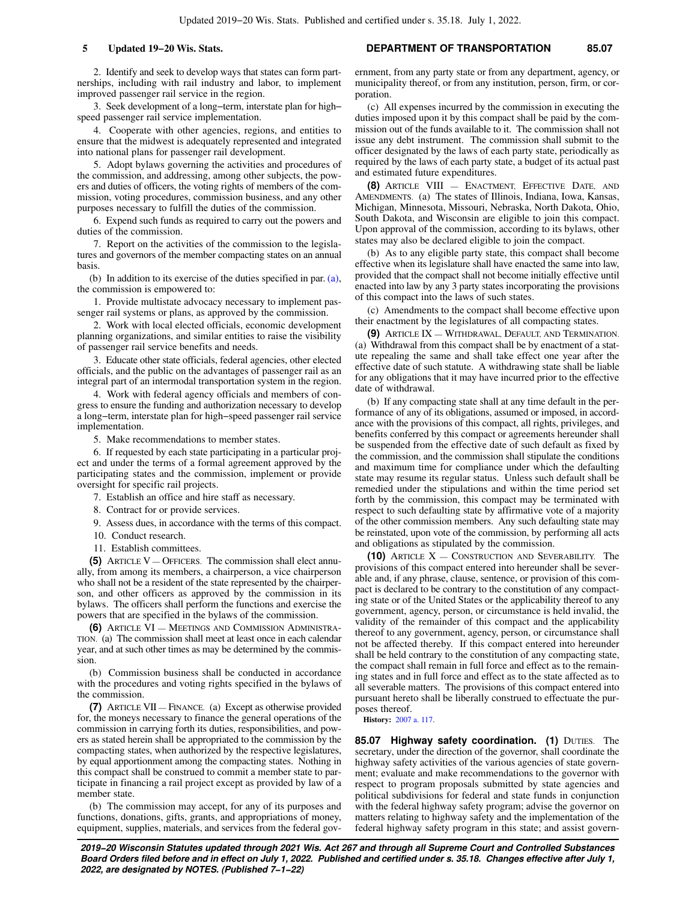2. Identify and seek to develop ways that states can form partnerships, including with rail industry and labor, to implement improved passenger rail service in the region.

3. Seek development of a long−term, interstate plan for high−speed passenger rail service implementation.

4. Cooperate with other agencies, regions, and entities to ensure that the midwest is adequately represented and integrated into national plans for passenger rail development.

5. Adopt bylaws governing the activities and procedures of the commission, and addressing, among other subjects, the powers and duties of officers, the voting rights of members of the commission, voting procedures, commission business, and any other purposes necessary to fulfill the duties of the commission.

6. Expend such funds as required to carry out the powers and duties of the commission.

7. Report on the activities of the commission to the legislatures and governors of the member compacting states on an annual basis.

(b) In addition to its exercise of the duties specified in par. (a), the commission is empowered to:

1. Provide multistate advocacy necessary to implement passenger rail systems or plans, as approved by the commission.

2. Work with local elected officials, economic development planning organizations, and similar entities to raise the visibility of passenger rail service benefits and needs.

3. Educate other state officials, federal agencies, other elected officials, and the public on the advantages of passenger rail as an integral part of an intermodal transportation system in the region.

4. Work with federal agency officials and members of congress to ensure the funding and authorization necessary to develop a long−term, interstate plan for high−speed passenger rail service implementation.

5. Make recommendations to member states.

6. If requested by each state participating in a particular project and under the terms of a formal agreement approved by the participating states and the commission, implement or provide oversight for specific rail projects.

7. Establish an office and hire staff as necessary.

8. Contract for or provide services.

9. Assess dues, in accordance with the terms of this compact.

10. Conduct research.

11. Establish committees.

**(5)** ARTICLE V — OFFICERS. The commission shall elect annually, from among its members, a chairperson, a vice chairperson who shall not be a resident of the state represented by the chairperson, and other officers as approved by the commission in its bylaws. The officers shall perform the functions and exercise the powers that are specified in the bylaws of the commission.

**(6)** ARTICLE VI — MEETINGS AND COMMISSION ADMINISTRATION. (a) The commission shall meet at least once in each calendar year, and at such other times as may be determined by the commission.

(b) Commission business shall be conducted in accordance with the procedures and voting rights specified in the bylaws of the commission.

**(7)** ARTICLE VII — FINANCE. (a) Except as otherwise provided for, the moneys necessary to finance the general operations of the commission in carrying forth its duties, responsibilities, and powers as stated herein shall be appropriated to the commission by the compacting states, when authorized by the respective legislatures, by equal apportionment among the compacting states. Nothing in this compact shall be construed to commit a member state to participate in financing a rail project except as provided by law of a member state.

(b) The commission may accept, for any of its purposes and functions, donations, gifts, grants, and appropriations of money, equipment, supplies, materials, and services from the federal government, from any party state or from any department, agency, or municipality thereof, or from any institution, person, firm, or corporation.

(c) All expenses incurred by the commission in executing the duties imposed upon it by this compact shall be paid by the commission out of the funds available to it. The commission shall not issue any debt instrument. The commission shall submit to the officer designated by the laws of each party state, periodically as required by the laws of each party state, a budget of its actual past and estimated future expenditures.

**(8)** ARTICLE VIII — ENACTMENT, EFFECTIVE DATE, AND AMENDMENTS. (a) The states of Illinois, Indiana, Iowa, Kansas, Michigan, Minnesota, Missouri, Nebraska, North Dakota, Ohio, South Dakota, and Wisconsin are eligible to join this compact. Upon approval of the commission, according to its bylaws, other states may also be declared eligible to join the compact.

(b) As to any eligible party state, this compact shall become effective when its legislature shall have enacted the same into law, provided that the compact shall not become initially effective until enacted into law by any 3 party states incorporating the provisions of this compact into the laws of such states.

(c) Amendments to the compact shall become effective upon their enactment by the legislatures of all compacting states.

**(9)** ARTICLE IX — WITHDRAWAL, DEFAULT, AND TERMINATION. (a) Withdrawal from this compact shall be by enactment of a statute repealing the same and shall take effect one year after the effective date of such statute. A withdrawing state shall be liable for any obligations that it may have incurred prior to the effective date of withdrawal.

(b) If any compacting state shall at any time default in the performance of any of its obligations, assumed or imposed, in accordance with the provisions of this compact, all rights, privileges, and benefits conferred by this compact or agreements hereunder shall be suspended from the effective date of such default as fixed by the commission, and the commission shall stipulate the conditions and maximum time for compliance under which the defaulting state may resume its regular status. Unless such default shall be remedied under the stipulations and within the time period set forth by the commission, this compact may be terminated with respect to such defaulting state by affirmative vote of a majority of the other commission members. Any such defaulting state may be reinstated, upon vote of the commission, by performing all acts and obligations as stipulated by the commission.

**(10)** ARTICLE X — CONSTRUCTION AND SEVERABILITY. The provisions of this compact entered into hereunder shall be severable and, if any phrase, clause, sentence, or provision of this compact is declared to be contrary to the constitution of any compacting state or of the United States or the applicability thereof to any government, agency, person, or circumstance is held invalid, the validity of the remainder of this compact and the applicability thereof to any government, agency, person, or circumstance shall not be affected thereby. If this compact entered into hereunder shall be held contrary to the constitution of any compacting state, the compact shall remain in full force and effect as to the remaining states and in full force and effect as to the state affected as to all severable matters. The provisions of this compact entered into pursuant hereto shall be liberally construed to effectuate the purposes thereof.

**History:** 2007 a. 117.

**85.07 Highway safety coordination. (1)** DUTIES. The secretary, under the direction of the governor, shall coordinate the highway safety activities of the various agencies of state government; evaluate and make recommendations to the governor with respect to program proposals submitted by state agencies and political subdivisions for federal and state funds in conjunction with the federal highway safety program; advise the governor on matters relating to highway safety and the implementation of the federal highway safety program in this state; and assist govern-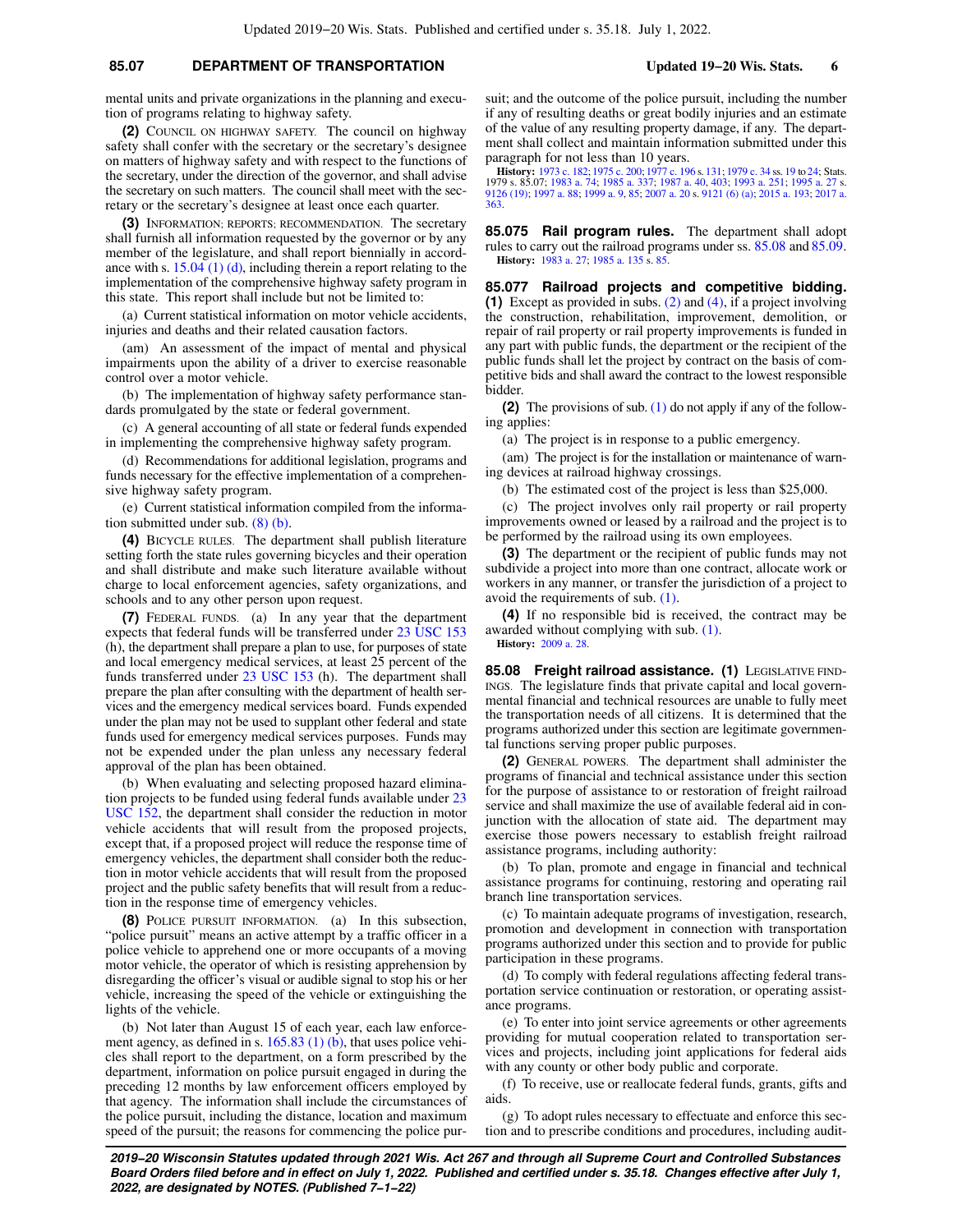mental units and private organizations in the planning and execution of programs relating to highway safety.

**(2)** COUNCIL ON HIGHWAY SAFETY. The council on highway safety shall confer with the secretary or the secretary's designee on matters of highway safety and with respect to the functions of the secretary, under the direction of the governor, and shall advise the secretary on such matters. The council shall meet with the secretary or the secretary's designee at least once each quarter.

**(3)** INFORMATION; REPORTS; RECOMMENDATION. The secretary shall furnish all information requested by the governor or by any member of the legislature, and shall report biennially in accordance with s. 15.04 (1) (d), including therein a report relating to the implementation of the comprehensive highway safety program in this state. This report shall include but not be limited to:

(a) Current statistical information on motor vehicle accidents, injuries and deaths and their related causation factors.

(am) An assessment of the impact of mental and physical impairments upon the ability of a driver to exercise reasonable control over a motor vehicle.

(b) The implementation of highway safety performance standards promulgated by the state or federal government.

(c) A general accounting of all state or federal funds expended in implementing the comprehensive highway safety program.

(d) Recommendations for additional legislation, programs and funds necessary for the effective implementation of a comprehensive highway safety program.

(e) Current statistical information compiled from the information submitted under sub. (8) (b).

**(4)** BICYCLE RULES. The department shall publish literature setting forth the state rules governing bicycles and their operation and shall distribute and make such literature available without charge to local enforcement agencies, safety organizations, and schools and to any other person upon request.

**(7)** FEDERAL FUNDS. (a) In any year that the department expects that federal funds will be transferred under 23 USC 153 (h), the department shall prepare a plan to use, for purposes of state and local emergency medical services, at least 25 percent of the funds transferred under 23 USC 153 (h). The department shall prepare the plan after consulting with the department of health services and the emergency medical services board. Funds expended under the plan may not be used to supplant other federal and state funds used for emergency medical services purposes. Funds may not be expended under the plan unless any necessary federal approval of the plan has been obtained.

(b) When evaluating and selecting proposed hazard elimination projects to be funded using federal funds available under 23 USC 152, the department shall consider the reduction in motor vehicle accidents that will result from the proposed projects, except that, if a proposed project will reduce the response time of emergency vehicles, the department shall consider both the reduction in motor vehicle accidents that will result from the proposed project and the public safety benefits that will result from a reduction in the response time of emergency vehicles.

**(8)** POLICE PURSUIT INFORMATION. (a) In this subsection, "police pursuit" means an active attempt by a traffic officer in a police vehicle to apprehend one or more occupants of a moving motor vehicle, the operator of which is resisting apprehension by disregarding the officer's visual or audible signal to stop his or her vehicle, increasing the speed of the vehicle or extinguishing the lights of the vehicle.

(b) Not later than August 15 of each year, each law enforcement agency, as defined in s. 165.83 (1) (b), that uses police vehicles shall report to the department, on a form prescribed by the department, information on police pursuit engaged in during the preceding 12 months by law enforcement officers employed by that agency. The information shall include the circumstances of the police pursuit, including the distance, location and maximum speed of the pursuit; the reasons for commencing the police pursuit; and the outcome of the police pursuit, including the number if any of resulting deaths or great bodily injuries and an estimate of the value of any resulting property damage, if any. The department shall collect and maintain information submitted under this paragraph for not less than 10 years.

**History:** 1973 c. 182; 1975 c. 200; 1977 c. 196 s. 131; 1979 c. 34 ss. 19 to 24; Stats. 1979 s. 85.07; 1983 a. 74; 1985 a. 337; 1987 a. 40, 403; 1993 a. 251; 1995 a. 27 s. 9126 (19); 1997 a. 88; 1999 a. 9, 85; 2007 a. 20 s. 9121 (6) (a); 2015 a. 193; 2017 a. 363.

**85.075 Rail program rules.** The department shall adopt rules to carry out the railroad programs under ss. 85.08 and 85.09.

**History:** 1983 a. 27; 1985 a. 135 s. 85.

**85.077 Railroad projects and competitive bidding.** **(1)** Except as provided in subs. (2) and (4), if a project involving the construction, rehabilitation, improvement, demolition, or repair of rail property or rail property improvements is funded in any part with public funds, the department or the recipient of the public funds shall let the project by contract on the basis of competitive bids and shall award the contract to the lowest responsible bidder.

**(2)** The provisions of sub. (1) do not apply if any of the following applies:

(a) The project is in response to a public emergency.

(am) The project is for the installation or maintenance of warning devices at railroad highway crossings.

(b) The estimated cost of the project is less than $25,000.

(c) The project involves only rail property or rail property improvements owned or leased by a railroad and the project is to be performed by the railroad using its own employees.

**(3)** The department or the recipient of public funds may not subdivide a project into more than one contract, allocate work or workers in any manner, or transfer the jurisdiction of a project to avoid the requirements of sub. (1).

**(4)** If no responsible bid is received, the contract may be awarded without complying with sub. (1).

**History:** 2009 a. 28.

**85.08 Freight railroad assistance.** **(1)** LEGISLATIVE FINDINGS. The legislature finds that private capital and local governmental financial and technical resources are unable to fully meet the transportation needs of all citizens. It is determined that the programs authorized under this section are legitimate governmental functions serving proper public purposes.

**(2)** GENERAL POWERS. The department shall administer the programs of financial and technical assistance under this section for the purpose of assistance to or restoration of freight railroad service and shall maximize the use of available federal aid in conjunction with the allocation of state aid. The department may exercise those powers necessary to establish freight railroad assistance programs, including authority:

(b) To plan, promote and engage in financial and technical assistance programs for continuing, restoring and operating rail branch line transportation services.

(c) To maintain adequate programs of investigation, research, promotion and development in connection with transportation programs authorized under this section and to provide for public participation in these programs.

(d) To comply with federal regulations affecting federal transportation service continuation or restoration, or operating assistance programs.

(e) To enter into joint service agreements or other agreements providing for mutual cooperation related to transportation services and projects, including joint applications for federal aids with any county or other body public and corporate.

(f) To receive, use or reallocate federal funds, grants, gifts and aids.

(g) To adopt rules necessary to effectuate and enforce this section and to prescribe conditions and procedures, including audit-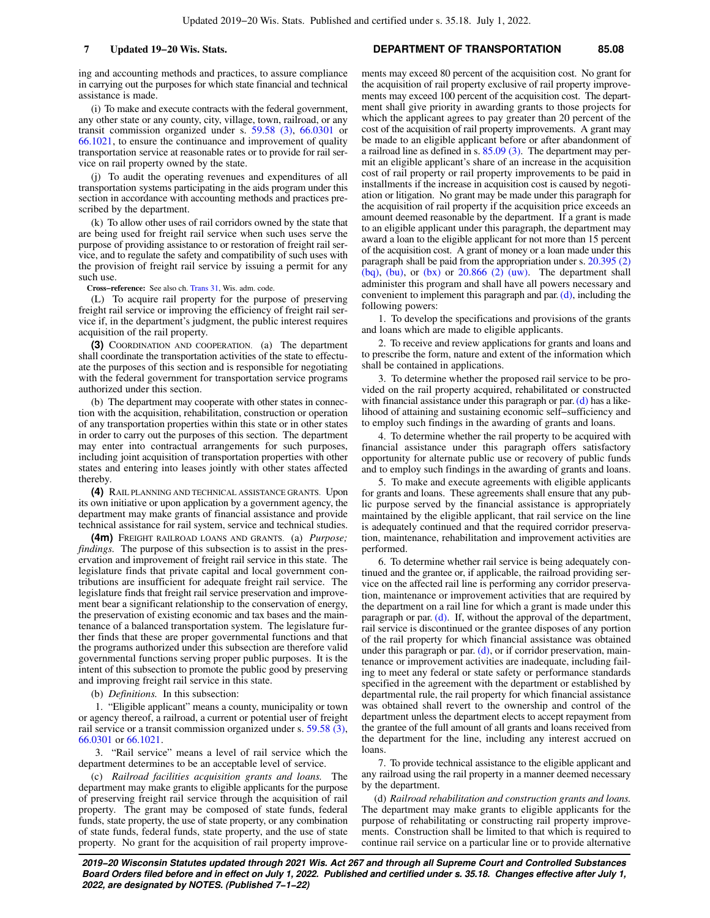ing and accounting methods and practices, to assure compliance in carrying out the purposes for which state financial and technical assistance is made.

(i) To make and execute contracts with the federal government, any other state or any county, city, village, town, railroad, or any transit commission organized under s. 59.58 (3), 66.0301 or 66.1021, to ensure the continuance and improvement of quality transportation service at reasonable rates or to provide for rail service on rail property owned by the state.

(j) To audit the operating revenues and expenditures of all transportation systems participating in the aids program under this section in accordance with accounting methods and practices prescribed by the department.

(k) To allow other uses of rail corridors owned by the state that are being used for freight rail service when such uses serve the purpose of providing assistance to or restoration of freight rail service, and to regulate the safety and compatibility of such uses with the provision of freight rail service by issuing a permit for any such use.

**Cross−reference:** See also ch. Trans 31, Wis. adm. code.

(L) To acquire rail property for the purpose of preserving freight rail service or improving the efficiency of freight rail service if, in the department's judgment, the public interest requires acquisition of the rail property.

**(3)** COORDINATION AND COOPERATION. (a) The department shall coordinate the transportation activities of the state to effectuate the purposes of this section and is responsible for negotiating with the federal government for transportation service programs authorized under this section.

(b) The department may cooperate with other states in connection with the acquisition, rehabilitation, construction or operation of any transportation properties within this state or in other states in order to carry out the purposes of this section. The department may enter into contractual arrangements for such purposes, including joint acquisition of transportation properties with other states and entering into leases jointly with other states affected thereby.

**(4)** RAIL PLANNING AND TECHNICAL ASSISTANCE GRANTS. Upon its own initiative or upon application by a government agency, the department may make grants of financial assistance and provide technical assistance for rail system, service and technical studies.

**(4m)** FREIGHT RAILROAD LOANS AND GRANTS. (a) *Purpose; findings.* The purpose of this subsection is to assist in the preservation and improvement of freight rail service in this state. The legislature finds that private capital and local government contributions are insufficient for adequate freight rail service. The legislature finds that freight rail service preservation and improvement bear a significant relationship to the conservation of energy, the preservation of existing economic and tax bases and the maintenance of a balanced transportation system. The legislature further finds that these are proper governmental functions and that the programs authorized under this subsection are therefore valid governmental functions serving proper public purposes. It is the intent of this subsection to promote the public good by preserving and improving freight rail service in this state.

(b) *Definitions.* In this subsection:

1. "Eligible applicant" means a county, municipality or town or agency thereof, a railroad, a current or potential user of freight rail service or a transit commission organized under s. 59.58 (3), 66.0301 or 66.1021.

3. "Rail service" means a level of rail service which the department determines to be an acceptable level of service.

(c) *Railroad facilities acquisition grants and loans.* The department may make grants to eligible applicants for the purpose of preserving freight rail service through the acquisition of rail property. The grant may be composed of state funds, federal funds, state property, the use of state property, or any combination of state funds, federal funds, state property, and the use of state property. No grant for the acquisition of rail property improvements may exceed 80 percent of the acquisition cost. No grant for the acquisition of rail property exclusive of rail property improvements may exceed 100 percent of the acquisition cost. The department shall give priority in awarding grants to those projects for which the applicant agrees to pay greater than 20 percent of the cost of the acquisition of rail property improvements. A grant may be made to an eligible applicant before or after abandonment of a railroad line as defined in s. 85.09 (3). The department may permit an eligible applicant's share of an increase in the acquisition cost of rail property or rail property improvements to be paid in installments if the increase in acquisition cost is caused by negotiation or litigation. No grant may be made under this paragraph for the acquisition of rail property if the acquisition price exceeds an amount deemed reasonable by the department. If a grant is made to an eligible applicant under this paragraph, the department may award a loan to the eligible applicant for not more than 15 percent of the acquisition cost. A grant of money or a loan made under this paragraph shall be paid from the appropriation under s. 20.395 (2) (bq), (bu), or (bx) or 20.866 (2) (uw). The department shall administer this program and shall have all powers necessary and convenient to implement this paragraph and par. (d), including the following powers:

1. To develop the specifications and provisions of the grants and loans which are made to eligible applicants.

2. To receive and review applications for grants and loans and to prescribe the form, nature and extent of the information which shall be contained in applications.

3. To determine whether the proposed rail service to be provided on the rail property acquired, rehabilitated or constructed with financial assistance under this paragraph or par. (d) has a likelihood of attaining and sustaining economic self−sufficiency and to employ such findings in the awarding of grants and loans.

4. To determine whether the rail property to be acquired with financial assistance under this paragraph offers satisfactory opportunity for alternate public use or recovery of public funds and to employ such findings in the awarding of grants and loans.

5. To make and execute agreements with eligible applicants for grants and loans. These agreements shall ensure that any public purpose served by the financial assistance is appropriately maintained by the eligible applicant, that rail service on the line is adequately continued and that the required corridor preservation, maintenance, rehabilitation and improvement activities are performed.

6. To determine whether rail service is being adequately continued and the grantee or, if applicable, the railroad providing service on the affected rail line is performing any corridor preservation, maintenance or improvement activities that are required by the department on a rail line for which a grant is made under this paragraph or par. (d). If, without the approval of the department, rail service is discontinued or the grantee disposes of any portion of the rail property for which financial assistance was obtained under this paragraph or par. (d), or if corridor preservation, maintenance or improvement activities are inadequate, including failing to meet any federal or state safety or performance standards specified in the agreement with the department or established by departmental rule, the rail property for which financial assistance was obtained shall revert to the ownership and control of the department unless the department elects to accept repayment from the grantee of the full amount of all grants and loans received from the department for the line, including any interest accrued on loans.

7. To provide technical assistance to the eligible applicant and any railroad using the rail property in a manner deemed necessary by the department.

(d) *Railroad rehabilitation and construction grants and loans.* The department may make grants to eligible applicants for the purpose of rehabilitating or constructing rail property improvements. Construction shall be limited to that which is required to continue rail service on a particular line or to provide alternative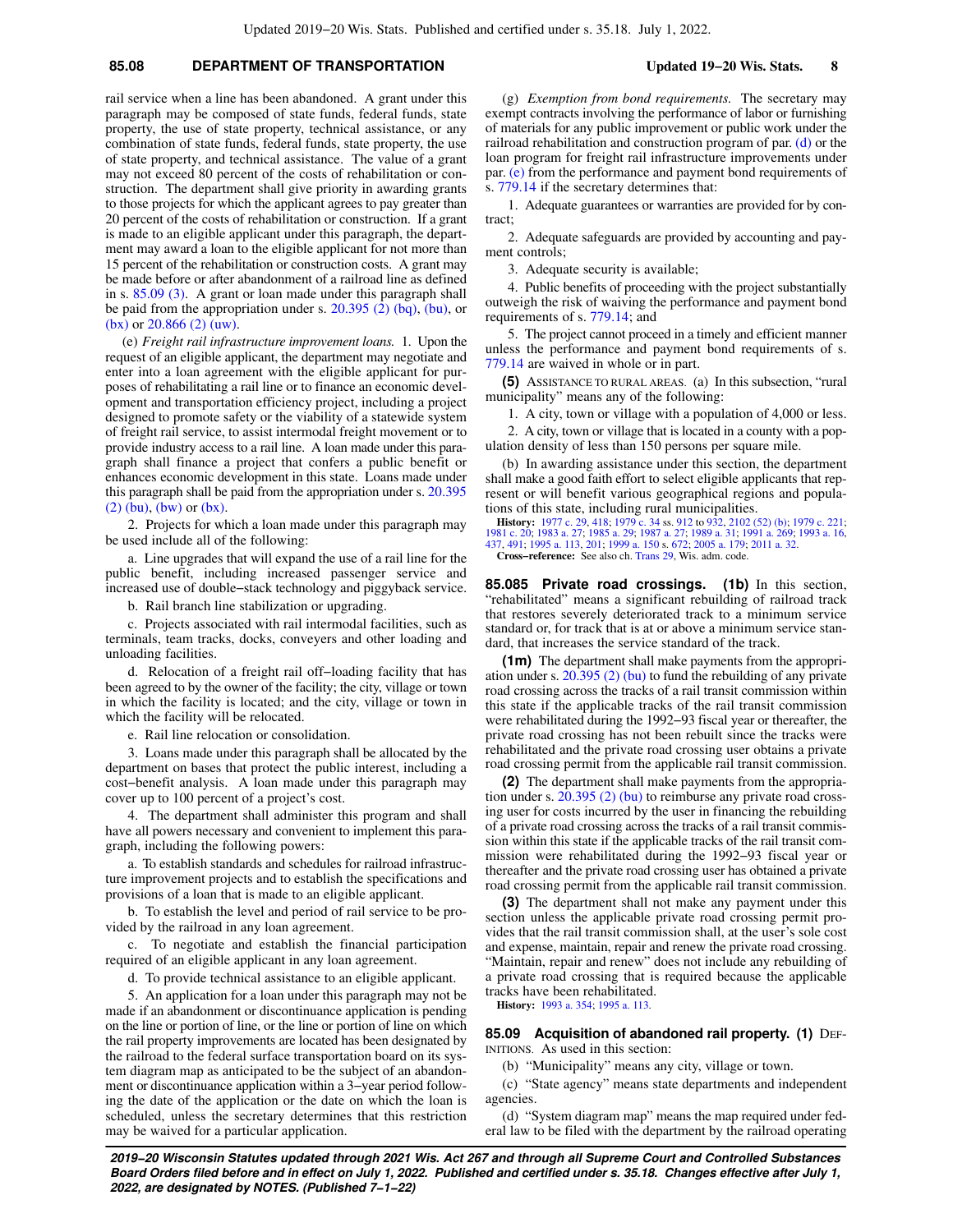rail service when a line has been abandoned. A grant under this paragraph may be composed of state funds, federal funds, state property, the use of state property, technical assistance, or any combination of state funds, federal funds, state property, the use of state property, and technical assistance. The value of a grant may not exceed 80 percent of the costs of rehabilitation or construction. The department shall give priority in awarding grants to those projects for which the applicant agrees to pay greater than 20 percent of the costs of rehabilitation or construction. If a grant is made to an eligible applicant under this paragraph, the department may award a loan to the eligible applicant for not more than 15 percent of the rehabilitation or construction costs. A grant may be made before or after abandonment of a railroad line as defined in s. 85.09 (3). A grant or loan made under this paragraph shall be paid from the appropriation under s. 20.395 (2) (bq), (bu), or (bx) or 20.866 (2) (uw).

(e) *Freight rail infrastructure improvement loans.* 1. Upon the request of an eligible applicant, the department may negotiate and enter into a loan agreement with the eligible applicant for purposes of rehabilitating a rail line or to finance an economic development and transportation efficiency project, including a project designed to promote safety or the viability of a statewide system of freight rail service, to assist intermodal freight movement or to provide industry access to a rail line. A loan made under this paragraph shall finance a project that confers a public benefit or enhances economic development in this state. Loans made under this paragraph shall be paid from the appropriation under s. 20.395 (2) (bu), (bw) or (bx).

2. Projects for which a loan made under this paragraph may be used include all of the following:

a. Line upgrades that will expand the use of a rail line for the public benefit, including increased passenger service and increased use of double−stack technology and piggyback service.

b. Rail branch line stabilization or upgrading.

c. Projects associated with rail intermodal facilities, such as terminals, team tracks, docks, conveyers and other loading and unloading facilities.

d. Relocation of a freight rail off−loading facility that has been agreed to by the owner of the facility; the city, village or town in which the facility is located; and the city, village or town in which the facility will be relocated.

e. Rail line relocation or consolidation.

3. Loans made under this paragraph shall be allocated by the department on bases that protect the public interest, including a cost−benefit analysis. A loan made under this paragraph may cover up to 100 percent of a project's cost.

4. The department shall administer this program and shall have all powers necessary and convenient to implement this paragraph, including the following powers:

a. To establish standards and schedules for railroad infrastructure improvement projects and to establish the specifications and provisions of a loan that is made to an eligible applicant.

b. To establish the level and period of rail service to be provided by the railroad in any loan agreement.

c. To negotiate and establish the financial participation required of an eligible applicant in any loan agreement.

d. To provide technical assistance to an eligible applicant.

5. An application for a loan under this paragraph may not be made if an abandonment or discontinuance application is pending on the line or portion of line, or the line or portion of line on which the rail property improvements are located has been designated by the railroad to the federal surface transportation board on its system diagram map as anticipated to be the subject of an abandonment or discontinuance application within a 3−year period following the date of the application or the date on which the loan is scheduled, unless the secretary determines that this restriction may be waived for a particular application.

(g) *Exemption from bond requirements.* The secretary may exempt contracts involving the performance of labor or furnishing of materials for any public improvement or public work under the railroad rehabilitation and construction program of par. (d) or the loan program for freight rail infrastructure improvements under par. (e) from the performance and payment bond requirements of s. 779.14 if the secretary determines that:

1. Adequate guarantees or warranties are provided for by contract;

2. Adequate safeguards are provided by accounting and payment controls;

3. Adequate security is available;

4. Public benefits of proceeding with the project substantially outweigh the risk of waiving the performance and payment bond requirements of s. 779.14; and

5. The project cannot proceed in a timely and efficient manner unless the performance and payment bond requirements of s. 779.14 are waived in whole or in part.

**(5)** ASSISTANCE TO RURAL AREAS. (a) In this subsection, "rural municipality" means any of the following:

1. A city, town or village with a population of 4,000 or less.

2. A city, town or village that is located in a county with a population density of less than 150 persons per square mile.

(b) In awarding assistance under this section, the department shall make a good faith effort to select eligible applicants that represent or will benefit various geographical regions and populations of this state, including rural municipalities.

**History:** 1977 c. 29, 418; 1979 c. 34 ss. 912 to 932, 2102 (52) (b); 1979 c. 221; 1981 c. 20; 1983 a. 27; 1985 a. 29; 1987 a. 27; 1989 a. 31; 1991 a. 269; 1993 a. 16, 437, 491; 1995 a. 113, 201; 1999 a. 150 s. 672; 2005 a. 179; 2011 a. 32.

**Cross−reference:** See also ch. Trans 29, Wis. adm. code.

**85.085 Private road crossings. (1b)** In this section, "rehabilitated" means a significant rebuilding of railroad track that restores severely deteriorated track to a minimum service standard or, for track that is at or above a minimum service standard, that increases the service standard of the track.

**(1m)** The department shall make payments from the appropriation under s. 20.395 (2) (bu) to fund the rebuilding of any private road crossing across the tracks of a rail transit commission within this state if the applicable tracks of the rail transit commission were rehabilitated during the 1992−93 fiscal year or thereafter, the private road crossing has not been rebuilt since the tracks were rehabilitated and the private road crossing user obtains a private road crossing permit from the applicable rail transit commission.

**(2)** The department shall make payments from the appropriation under s. 20.395 (2) (bu) to reimburse any private road crossing user for costs incurred by the user in financing the rebuilding of a private road crossing across the tracks of a rail transit commission within this state if the applicable tracks of the rail transit commission were rehabilitated during the 1992−93 fiscal year or thereafter and the private road crossing user has obtained a private road crossing permit from the applicable rail transit commission.

**(3)** The department shall not make any payment under this section unless the applicable private road crossing permit provides that the rail transit commission shall, at the user's sole cost and expense, maintain, repair and renew the private road crossing. "Maintain, repair and renew" does not include any rebuilding of a private road crossing that is required because the applicable tracks have been rehabilitated.

**History:** 1993 a. 354; 1995 a. 113.

**85.09 Acquisition of abandoned rail property. (1)** DEFINITIONS. As used in this section:

(b) "Municipality" means any city, village or town.

(c) "State agency" means state departments and independent agencies.

(d) "System diagram map" means the map required under federal law to be filed with the department by the railroad operating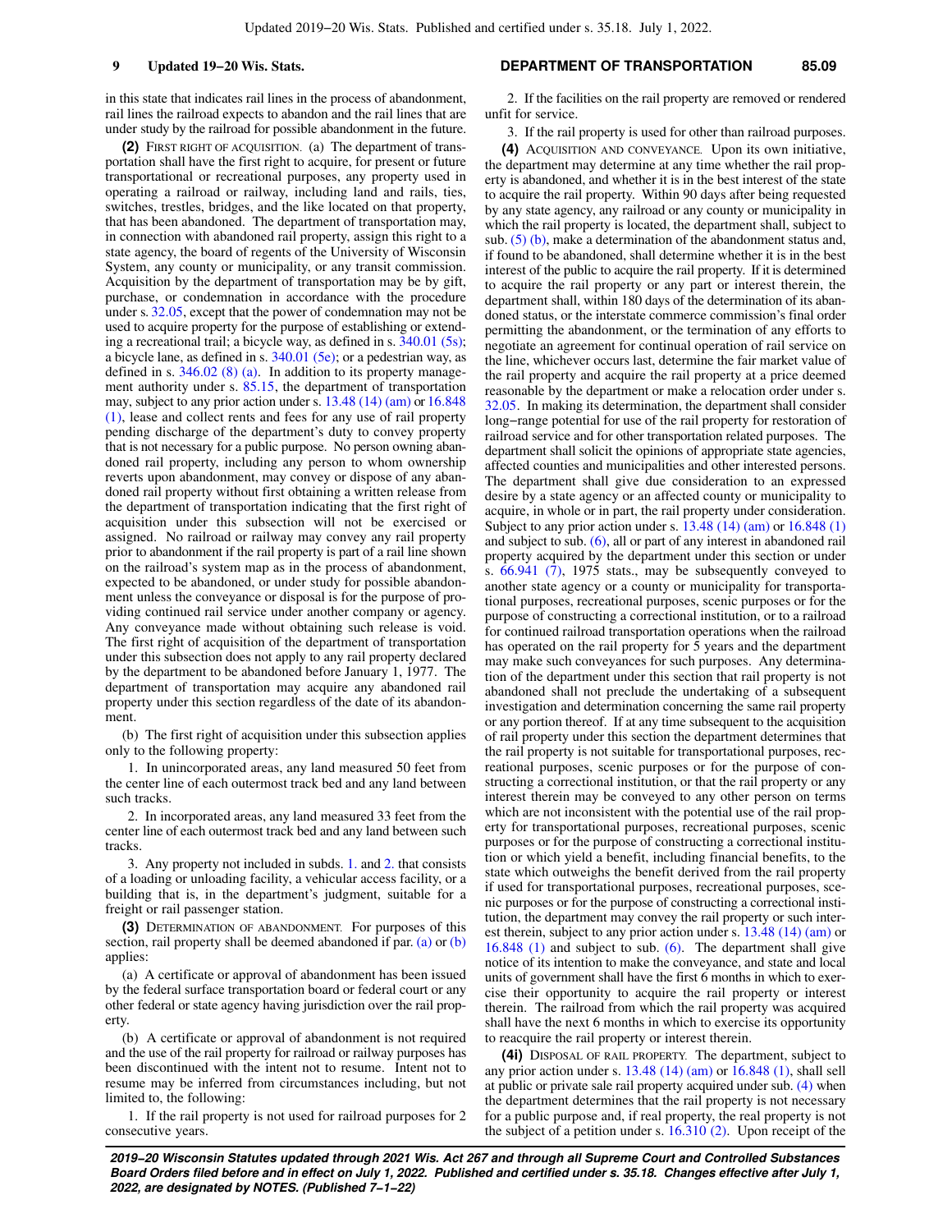in this state that indicates rail lines in the process of abandonment, rail lines the railroad expects to abandon and the rail lines that are under study by the railroad for possible abandonment in the future.

**(2)** FIRST RIGHT OF ACQUISITION. (a) The department of transportation shall have the first right to acquire, for present or future transportational or recreational purposes, any property used in operating a railroad or railway, including land and rails, ties, switches, trestles, bridges, and the like located on that property, that has been abandoned. The department of transportation may, in connection with abandoned rail property, assign this right to a state agency, the board of regents of the University of Wisconsin System, any county or municipality, or any transit commission. Acquisition by the department of transportation may be by gift, purchase, or condemnation in accordance with the procedure under s. 32.05, except that the power of condemnation may not be used to acquire property for the purpose of establishing or extending a recreational trail; a bicycle way, as defined in s. 340.01 (5s); a bicycle lane, as defined in s. 340.01 (5e); or a pedestrian way, as defined in s. 346.02 (8) (a). In addition to its property management authority under s. 85.15, the department of transportation may, subject to any prior action under s. 13.48 (14) (am) or 16.848 (1), lease and collect rents and fees for any use of rail property pending discharge of the department's duty to convey property that is not necessary for a public purpose. No person owning abandoned rail property, including any person to whom ownership reverts upon abandonment, may convey or dispose of any abandoned rail property without first obtaining a written release from the department of transportation indicating that the first right of acquisition under this subsection will not be exercised or assigned. No railroad or railway may convey any rail property prior to abandonment if the rail property is part of a rail line shown on the railroad's system map as in the process of abandonment, expected to be abandoned, or under study for possible abandonment unless the conveyance or disposal is for the purpose of providing continued rail service under another company or agency. Any conveyance made without obtaining such release is void. The first right of acquisition of the department of transportation under this subsection does not apply to any rail property declared by the department to be abandoned before January 1, 1977. The department of transportation may acquire any abandoned rail property under this section regardless of the date of its abandonment.

(b) The first right of acquisition under this subsection applies only to the following property:

1. In unincorporated areas, any land measured 50 feet from the center line of each outermost track bed and any land between such tracks.

2. In incorporated areas, any land measured 33 feet from the center line of each outermost track bed and any land between such tracks.

3. Any property not included in subds. 1. and 2. that consists of a loading or unloading facility, a vehicular access facility, or a building that is, in the department's judgment, suitable for a freight or rail passenger station.

**(3)** DETERMINATION OF ABANDONMENT. For purposes of this section, rail property shall be deemed abandoned if par. (a) or (b) applies:

(a) A certificate or approval of abandonment has been issued by the federal surface transportation board or federal court or any other federal or state agency having jurisdiction over the rail property.

(b) A certificate or approval of abandonment is not required and the use of the rail property for railroad or railway purposes has been discontinued with the intent not to resume. Intent not to resume may be inferred from circumstances including, but not limited to, the following:

1. If the rail property is not used for railroad purposes for 2 consecutive years.

2. If the facilities on the rail property are removed or rendered unfit for service.

3. If the rail property is used for other than railroad purposes.

**(4)** ACQUISITION AND CONVEYANCE. Upon its own initiative, the department may determine at any time whether the rail property is abandoned, and whether it is in the best interest of the state to acquire the rail property. Within 90 days after being requested by any state agency, any railroad or any county or municipality in which the rail property is located, the department shall, subject to sub. (5) (b), make a determination of the abandonment status and, if found to be abandoned, shall determine whether it is in the best interest of the public to acquire the rail property. If it is determined to acquire the rail property or any part or interest therein, the department shall, within 180 days of the determination of its abandoned status, or the interstate commerce commission's final order permitting the abandonment, or the termination of any efforts to negotiate an agreement for continual operation of rail service on the line, whichever occurs last, determine the fair market value of the rail property and acquire the rail property at a price deemed reasonable by the department or make a relocation order under s. 32.05. In making its determination, the department shall consider long−range potential for use of the rail property for restoration of railroad service and for other transportation related purposes. The department shall solicit the opinions of appropriate state agencies, affected counties and municipalities and other interested persons. The department shall give due consideration to an expressed desire by a state agency or an affected county or municipality to acquire, in whole or in part, the rail property under consideration. Subject to any prior action under s. 13.48 (14) (am) or 16.848 (1) and subject to sub. (6), all or part of any interest in abandoned rail property acquired by the department under this section or under s. 66.941 (7), 1975 stats., may be subsequently conveyed to another state agency or a county or municipality for transportational purposes, recreational purposes, scenic purposes or for the purpose of constructing a correctional institution, or to a railroad for continued railroad transportation operations when the railroad has operated on the rail property for 5 years and the department may make such conveyances for such purposes. Any determination of the department under this section that rail property is not abandoned shall not preclude the undertaking of a subsequent investigation and determination concerning the same rail property or any portion thereof. If at any time subsequent to the acquisition of rail property under this section the department determines that the rail property is not suitable for transportational purposes, recreational purposes, scenic purposes or for the purpose of constructing a correctional institution, or that the rail property or any interest therein may be conveyed to any other person on terms which are not inconsistent with the potential use of the rail property for transportational purposes, recreational purposes, scenic purposes or for the purpose of constructing a correctional institution or which yield a benefit, including financial benefits, to the state which outweighs the benefit derived from the rail property if used for transportational purposes, recreational purposes, scenic purposes or for the purpose of constructing a correctional institution, the department may convey the rail property or such interest therein, subject to any prior action under s. 13.48 (14) (am) or 16.848 (1) and subject to sub. (6). The department shall give notice of its intention to make the conveyance, and state and local units of government shall have the first 6 months in which to exercise their opportunity to acquire the rail property or interest therein. The railroad from which the rail property was acquired shall have the next 6 months in which to exercise its opportunity to reacquire the rail property or interest therein.

**(4i)** DISPOSAL OF RAIL PROPERTY. The department, subject to any prior action under s. 13.48 (14) (am) or 16.848 (1), shall sell at public or private sale rail property acquired under sub. (4) when the department determines that the rail property is not necessary for a public purpose and, if real property, the real property is not the subject of a petition under s. 16.310 (2). Upon receipt of the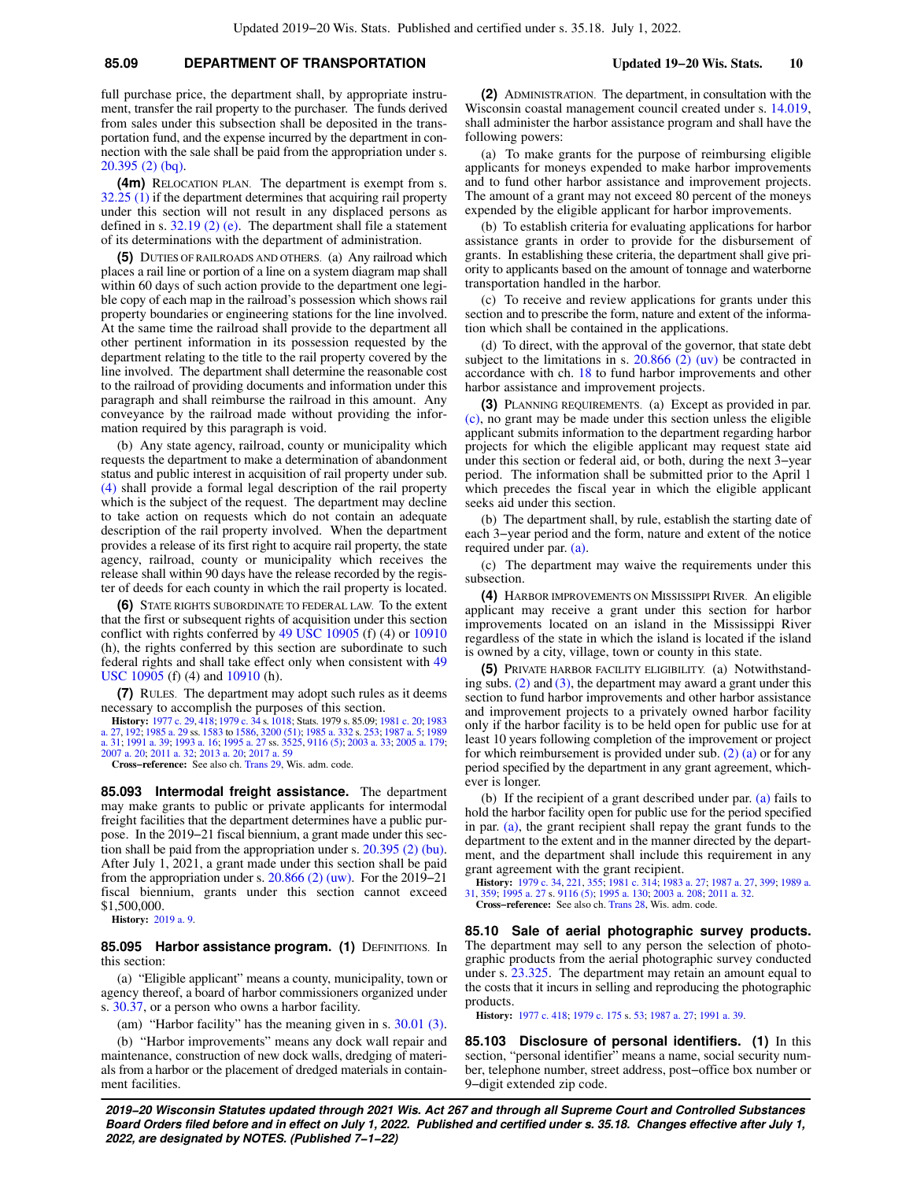full purchase price, the department shall, by appropriate instrument, transfer the rail property to the purchaser. The funds derived from sales under this subsection shall be deposited in the transportation fund, and the expense incurred by the department in connection with the sale shall be paid from the appropriation under s. 20.395 (2) (bq).

**(4m)** RELOCATION PLAN. The department is exempt from s. 32.25 (1) if the department determines that acquiring rail property under this section will not result in any displaced persons as defined in s. 32.19 (2) (e). The department shall file a statement of its determinations with the department of administration.

**(5)** DUTIES OF RAILROADS AND OTHERS. (a) Any railroad which places a rail line or portion of a line on a system diagram map shall within 60 days of such action provide to the department one legible copy of each map in the railroad's possession which shows rail property boundaries or engineering stations for the line involved. At the same time the railroad shall provide to the department all other pertinent information in its possession requested by the department relating to the title to the rail property covered by the line involved. The department shall determine the reasonable cost to the railroad of providing documents and information under this paragraph and shall reimburse the railroad in this amount. Any conveyance by the railroad made without providing the information required by this paragraph is void.

(b) Any state agency, railroad, county or municipality which requests the department to make a determination of abandonment status and public interest in acquisition of rail property under sub. (4) shall provide a formal legal description of the rail property which is the subject of the request. The department may decline to take action on requests which do not contain an adequate description of the rail property involved. When the department provides a release of its first right to acquire rail property, the state agency, railroad, county or municipality which receives the release shall within 90 days have the release recorded by the register of deeds for each county in which the rail property is located.

**(6)** STATE RIGHTS SUBORDINATE TO FEDERAL LAW. To the extent that the first or subsequent rights of acquisition under this section conflict with rights conferred by 49 USC 10905 (f) (4) or 10910 (h), the rights conferred by this section are subordinate to such federal rights and shall take effect only when consistent with 49 USC 10905 (f) (4) and 10910 (h).

**(7)** RULES. The department may adopt such rules as it deems necessary to accomplish the purposes of this section.

**History:** 1977 c. 29, 418; 1979 c. 34 s. 1018; Stats. 1979 s. 85.09; 1981 c. 20; 1983 a. 27, 192; 1985 a. 29 ss. 1583 to 1586, 3200 (51); 1985 a. 332 s. 253; 1987 a. 5; 1989 a. 31; 1991 a. 39; 1993 a. 16; 1995 a. 27 ss. 3525, 9116 (5); 2003 a. 33; 2005 a. 179; 2007 a. 20; 2011 a. 32; 2013 a. 20; 2017 a. 59

**Cross-reference:** See also ch. Trans 29, Wis. adm. code.

**85.093 Intermodal freight assistance.** The department may make grants to public or private applicants for intermodal freight facilities that the department determines have a public purpose. In the 2019−21 fiscal biennium, a grant made under this section shall be paid from the appropriation under s. 20.395 (2) (bu). After July 1, 2021, a grant made under this section shall be paid from the appropriation under s. 20.866 (2) (uw). For the 2019−21 fiscal biennium, grants under this section cannot exceed $1,500,000.

**History:** 2019 a. 9.

**85.095 Harbor assistance program. (1)** DEFINITIONS. In this section:

(a) "Eligible applicant" means a county, municipality, town or agency thereof, a board of harbor commissioners organized under s. 30.37, or a person who owns a harbor facility.

(am) "Harbor facility" has the meaning given in s. 30.01 (3).

(b) "Harbor improvements" means any dock wall repair and maintenance, construction of new dock walls, dredging of materials from a harbor or the placement of dredged materials in containment facilities.

**(2)** ADMINISTRATION. The department, in consultation with the Wisconsin coastal management council created under s. 14.019, shall administer the harbor assistance program and shall have the following powers:

(a) To make grants for the purpose of reimbursing eligible applicants for moneys expended to make harbor improvements and to fund other harbor assistance and improvement projects. The amount of a grant may not exceed 80 percent of the moneys expended by the eligible applicant for harbor improvements.

(b) To establish criteria for evaluating applications for harbor assistance grants in order to provide for the disbursement of grants. In establishing these criteria, the department shall give priority to applicants based on the amount of tonnage and waterborne transportation handled in the harbor.

(c) To receive and review applications for grants under this section and to prescribe the form, nature and extent of the information which shall be contained in the applications.

(d) To direct, with the approval of the governor, that state debt subject to the limitations in s. 20.866 (2) (uv) be contracted in accordance with ch. 18 to fund harbor improvements and other harbor assistance and improvement projects.

**(3)** PLANNING REQUIREMENTS. (a) Except as provided in par. (c), no grant may be made under this section unless the eligible applicant submits information to the department regarding harbor projects for which the eligible applicant may request state aid under this section or federal aid, or both, during the next 3−year period. The information shall be submitted prior to the April 1 which precedes the fiscal year in which the eligible applicant seeks aid under this section.

(b) The department shall, by rule, establish the starting date of each 3−year period and the form, nature and extent of the notice required under par. (a).

(c) The department may waive the requirements under this subsection.

**(4)** HARBOR IMPROVEMENTS ON MISSISSIPPI RIVER. An eligible applicant may receive a grant under this section for harbor improvements located on an island in the Mississippi River regardless of the state in which the island is located if the island is owned by a city, village, town or county in this state.

**(5)** PRIVATE HARBOR FACILITY ELIGIBILITY. (a) Notwithstanding subs. (2) and (3), the department may award a grant under this section to fund harbor improvements and other harbor assistance and improvement projects to a privately owned harbor facility only if the harbor facility is to be held open for public use for at least 10 years following completion of the improvement or project for which reimbursement is provided under sub. (2) (a) or for any period specified by the department in any grant agreement, whichever is longer.

(b) If the recipient of a grant described under par. (a) fails to hold the harbor facility open for public use for the period specified in par. (a), the grant recipient shall repay the grant funds to the department to the extent and in the manner directed by the department, and the department shall include this requirement in any grant agreement with the grant recipient.

**History:** 1979 c. 34, 221, 355; 1981 c. 314; 1983 a. 27; 1987 a. 27, 399; 1989 a. 31, 359; 1995 a. 27 s. 9116 (5); 1995 a. 130; 2003 a. 208; 2011 a. 32.

**Cross-reference:** See also ch. Trans 28, Wis. adm. code.

**85.10 Sale of aerial photographic survey products.** The department may sell to any person the selection of photographic products from the aerial photographic survey conducted under s. 23.325. The department may retain an amount equal to the costs that it incurs in selling and reproducing the photographic products.

**History:** 1977 c. 418; 1979 c. 175 s. 53; 1987 a. 27; 1991 a. 39.

**85.103 Disclosure of personal identifiers. (1)** In this section, "personal identifier" means a name, social security number, telephone number, street address, post−office box number or 9−digit extended zip code.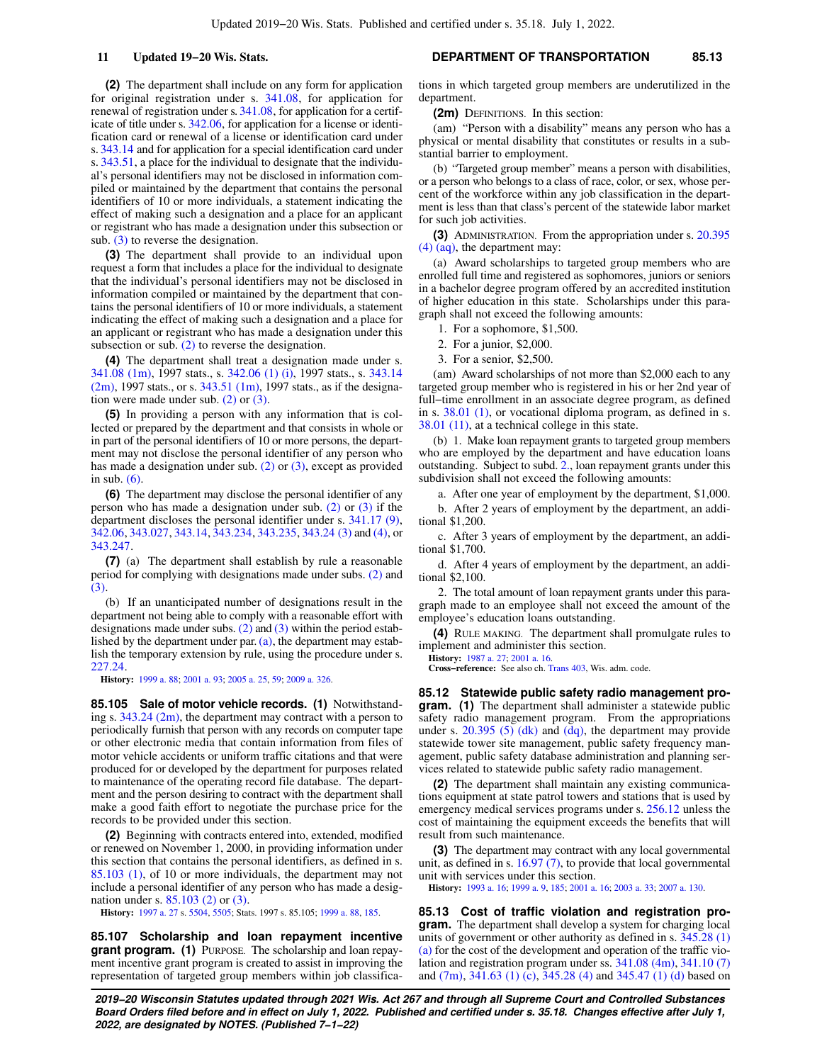**(2)** The department shall include on any form for application for original registration under s. 341.08, for application for renewal of registration under s. 341.08, for application for a certificate of title under s. 342.06, for application for a license or identification card or renewal of a license or identification card under s. 343.14 and for application for a special identification card under s. 343.51, a place for the individual to designate that the individual's personal identifiers may not be disclosed in information compiled or maintained by the department that contains the personal identifiers of 10 or more individuals, a statement indicating the effect of making such a designation and a place for an applicant or registrant who has made a designation under this subsection or sub. (3) to reverse the designation.

**(3)** The department shall provide to an individual upon request a form that includes a place for the individual to designate that the individual's personal identifiers may not be disclosed in information compiled or maintained by the department that contains the personal identifiers of 10 or more individuals, a statement indicating the effect of making such a designation and a place for an applicant or registrant who has made a designation under this subsection or sub. (2) to reverse the designation.

**(4)** The department shall treat a designation made under s. 341.08 (1m), 1997 stats., s. 342.06 (1) (i), 1997 stats., s. 343.14 (2m), 1997 stats., or s. 343.51 (1m), 1997 stats., as if the designation were made under sub. (2) or (3).

**(5)** In providing a person with any information that is collected or prepared by the department and that consists in whole or in part of the personal identifiers of 10 or more persons, the department may not disclose the personal identifier of any person who has made a designation under sub. (2) or (3), except as provided in sub. (6).

**(6)** The department may disclose the personal identifier of any person who has made a designation under sub. (2) or (3) if the department discloses the personal identifier under s. 341.17 (9), 342.06, 343.027, 343.14, 343.234, 343.235, 343.24 (3) and (4), or 343.247.

**(7)** (a) The department shall establish by rule a reasonable period for complying with designations made under subs. (2) and (3).

(b) If an unanticipated number of designations result in the department not being able to comply with a reasonable effort with designations made under subs. (2) and (3) within the period established by the department under par. (a), the department may establish the temporary extension by rule, using the procedure under s. 227.24.

**History:** 1999 a. 88; 2001 a. 93; 2005 a. 25, 59; 2009 a. 326.

**85.105 Sale of motor vehicle records.** **(1)** Notwithstanding s. 343.24 (2m), the department may contract with a person to periodically furnish that person with any records on computer tape or other electronic media that contain information from files of motor vehicle accidents or uniform traffic citations and that were produced for or developed by the department for purposes related to maintenance of the operating record file database. The department and the person desiring to contract with the department shall make a good faith effort to negotiate the purchase price for the records to be provided under this section.

**(2)** Beginning with contracts entered into, extended, modified or renewed on November 1, 2000, in providing information under this section that contains the personal identifiers, as defined in s. 85.103 (1), of 10 or more individuals, the department may not include a personal identifier of any person who has made a designation under s. 85.103 (2) or (3).

**History:** 1997 a. 27 s. 5504, 5505; Stats. 1997 s. 85.105; 1999 a. 88, 185.

**85.107 Scholarship and loan repayment incentive grant program.** **(1)** PURPOSE. The scholarship and loan repayment incentive grant program is created to assist in improving the representation of targeted group members within job classifications in which targeted group members are underutilized in the department.

**(2m)** DEFINITIONS. In this section:

(am) "Person with a disability" means any person who has a physical or mental disability that constitutes or results in a substantial barrier to employment.

(b) "Targeted group member" means a person with disabilities, or a person who belongs to a class of race, color, or sex, whose percent of the workforce within any job classification in the department is less than that class's percent of the statewide labor market for such job activities.

**(3)** ADMINISTRATION. From the appropriation under s. 20.395 (4) (aq), the department may:

(a) Award scholarships to targeted group members who are enrolled full time and registered as sophomores, juniors or seniors in a bachelor degree program offered by an accredited institution of higher education in this state. Scholarships under this paragraph shall not exceed the following amounts:

1. For a sophomore, $1,500.
2. For a junior, $2,000.
3. For a senior, $2,500.

(am) Award scholarships of not more than $2,000 each to any targeted group member who is registered in his or her 2nd year of full−time enrollment in an associate degree program, as defined in s. 38.01 (1), or vocational diploma program, as defined in s. 38.01 (11), at a technical college in this state.

(b) 1. Make loan repayment grants to targeted group members who are employed by the department and have education loans outstanding. Subject to subd. 2., loan repayment grants under this subdivision shall not exceed the following amounts:

a. After one year of employment by the department, $1,000.

b. After 2 years of employment by the department, an additional $1,200.

c. After 3 years of employment by the department, an additional $1,700.

d. After 4 years of employment by the department, an additional $2,100.

2. The total amount of loan repayment grants under this paragraph made to an employee shall not exceed the amount of the employee's education loans outstanding.

**(4)** RULE MAKING. The department shall promulgate rules to implement and administer this section.

**History:** 1987 a. 27; 2001 a. 16.

**Cross−reference:** See also ch. Trans 403, Wis. adm. code.

**85.12 Statewide public safety radio management program.** **(1)** The department shall administer a statewide public safety radio management program. From the appropriations under s. 20.395 (5) (dk) and (dq), the department may provide statewide tower site management, public safety frequency management, public safety database administration and planning services related to statewide public safety radio management.

**(2)** The department shall maintain any existing communications equipment at state patrol towers and stations that is used by emergency medical services programs under s. 256.12 unless the cost of maintaining the equipment exceeds the benefits that will result from such maintenance.

**(3)** The department may contract with any local governmental unit, as defined in s. 16.97 (7), to provide that local governmental unit with services under this section.

**History:** 1993 a. 16; 1999 a. 9, 185; 2001 a. 16; 2003 a. 33; 2007 a. 130.

**85.13 Cost of traffic violation and registration program.** The department shall develop a system for charging local units of government or other authority as defined in s. 345.28 (1) (a) for the cost of the development and operation of the traffic violation and registration program under ss. 341.08 (4m), 341.10 (7) and (7m), 341.63 (1) (c), 345.28 (4) and 345.47 (1) (d) based on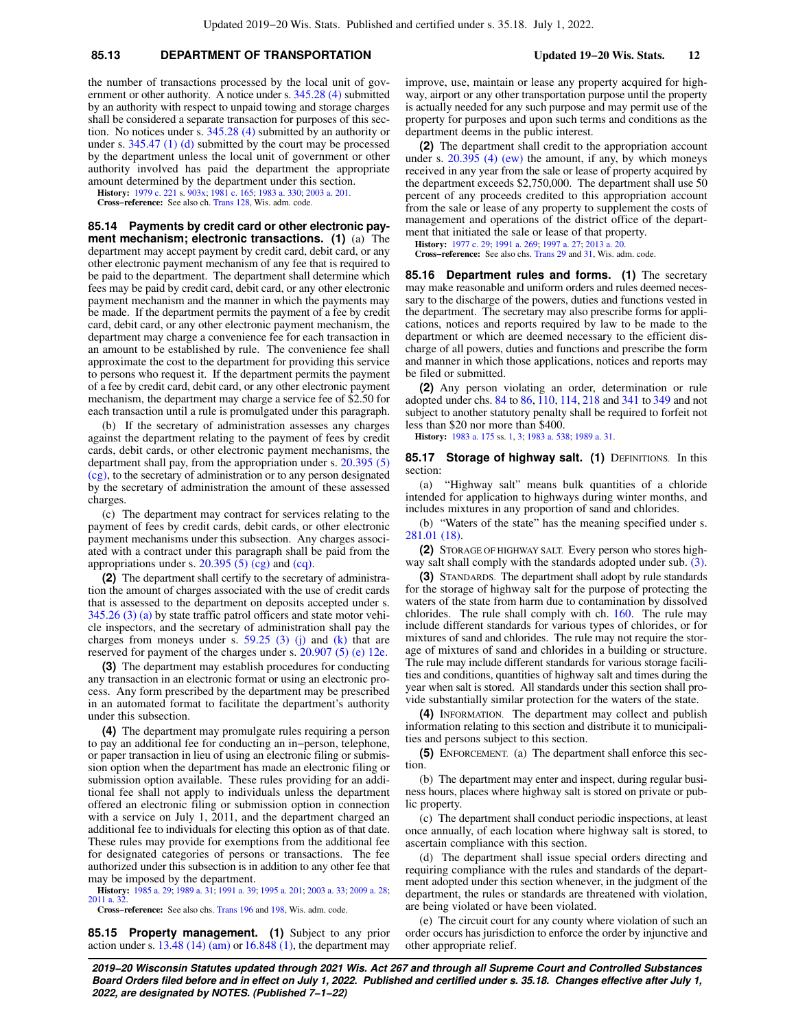the number of transactions processed by the local unit of government or other authority. A notice under s. 345.28 (4) submitted by an authority with respect to unpaid towing and storage charges shall be considered a separate transaction for purposes of this section. No notices under s. 345.28 (4) submitted by an authority or under s. 345.47 (1) (d) submitted by the court may be processed by the department unless the local unit of government or other authority involved has paid the department the appropriate amount determined by the department under this section.

**History:** 1979 c. 221 s. 903x; 1981 c. 165; 1983 a. 330; 2003 a. 201.

**Cross−reference:** See also ch. Trans 128, Wis. adm. code.

**85.14 Payments by credit card or other electronic payment mechanism; electronic transactions.** **(1)** (a) The department may accept payment by credit card, debit card, or any other electronic payment mechanism of any fee that is required to be paid to the department. The department shall determine which fees may be paid by credit card, debit card, or any other electronic payment mechanism and the manner in which the payments may be made. If the department permits the payment of a fee by credit card, debit card, or any other electronic payment mechanism, the department may charge a convenience fee for each transaction in an amount to be established by rule. The convenience fee shall approximate the cost to the department for providing this service to persons who request it. If the department permits the payment of a fee by credit card, debit card, or any other electronic payment mechanism, the department may charge a service fee of $2.50 for each transaction until a rule is promulgated under this paragraph.

(b) If the secretary of administration assesses any charges against the department relating to the payment of fees by credit cards, debit cards, or other electronic payment mechanisms, the department shall pay, from the appropriation under s. 20.395 (5) (cg), to the secretary of administration or to any person designated by the secretary of administration the amount of these assessed charges.

(c) The department may contract for services relating to the payment of fees by credit cards, debit cards, or other electronic payment mechanisms under this subsection. Any charges associated with a contract under this paragraph shall be paid from the appropriations under s. 20.395 (5) (cg) and (cq).

**(2)** The department shall certify to the secretary of administration the amount of charges associated with the use of credit cards that is assessed to the department on deposits accepted under s. 345.26 (3) (a) by state traffic patrol officers and state motor vehicle inspectors, and the secretary of administration shall pay the charges from moneys under s. 59.25 (3) (j) and (k) that are reserved for payment of the charges under s. 20.907 (5) (e) 12e.

**(3)** The department may establish procedures for conducting any transaction in an electronic format or using an electronic process. Any form prescribed by the department may be prescribed in an automated format to facilitate the department's authority under this subsection.

**(4)** The department may promulgate rules requiring a person to pay an additional fee for conducting an in−person, telephone, or paper transaction in lieu of using an electronic filing or submission option when the department has made an electronic filing or submission option available. These rules providing for an additional fee shall not apply to individuals unless the department offered an electronic filing or submission option in connection with a service on July 1, 2011, and the department charged an additional fee to individuals for electing this option as of that date. These rules may provide for exemptions from the additional fee for designated categories of persons or transactions. The fee authorized under this subsection is in addition to any other fee that may be imposed by the department.

**History:** 1985 a. 29; 1989 a. 31; 1991 a. 39; 1995 a. 201; 2003 a. 33; 2009 a. 28; 2011 a. 32.

**Cross−reference:** See also chs. Trans 196 and 198, Wis. adm. code.

**85.15 Property management.** **(1)** Subject to any prior action under s. 13.48 (14) (am) or 16.848 (1), the department may improve, use, maintain or lease any property acquired for highway, airport or any other transportation purpose until the property is actually needed for any such purpose and may permit use of the property for purposes and upon such terms and conditions as the department deems in the public interest.

**(2)** The department shall credit to the appropriation account under s. 20.395 (4) (ew) the amount, if any, by which moneys received in any year from the sale or lease of property acquired by the department exceeds $2,750,000. The department shall use 50 percent of any proceeds credited to this appropriation account from the sale or lease of any property to supplement the costs of management and operations of the district office of the department that initiated the sale or lease of that property.

**History:** 1977 c. 29; 1991 a. 269; 1997 a. 27; 2013 a. 20.

**Cross−reference:** See also chs. Trans 29 and 31, Wis. adm. code.

**85.16 Department rules and forms.** **(1)** The secretary may make reasonable and uniform orders and rules deemed necessary to the discharge of the powers, duties and functions vested in the department. The secretary may also prescribe forms for applications, notices and reports required by law to be made to the department or which are deemed necessary to the efficient discharge of all powers, duties and functions and prescribe the form and manner in which those applications, notices and reports may be filed or submitted.

**(2)** Any person violating an order, determination or rule adopted under chs. 84 to 86, 110, 114, 218 and 341 to 349 and not subject to another statutory penalty shall be required to forfeit not less than $20 nor more than $400.

**History:** 1983 a. 175 ss. 1, 3; 1983 a. 538; 1989 a. 31.

**85.17 Storage of highway salt.** **(1)** DEFINITIONS. In this section:

(a) "Highway salt" means bulk quantities of a chloride intended for application to highways during winter months, and includes mixtures in any proportion of sand and chlorides.

(b) "Waters of the state" has the meaning specified under s. 281.01 (18).

**(2)** STORAGE OF HIGHWAY SALT. Every person who stores highway salt shall comply with the standards adopted under sub. (3).

**(3)** STANDARDS. The department shall adopt by rule standards for the storage of highway salt for the purpose of protecting the waters of the state from harm due to contamination by dissolved chlorides. The rule shall comply with ch. 160. The rule may include different standards for various types of chlorides, or for mixtures of sand and chlorides. The rule may not require the storage of mixtures of sand and chlorides in a building or structure. The rule may include different standards for various storage facilities and conditions, quantities of highway salt and times during the year when salt is stored. All standards under this section shall provide substantially similar protection for the waters of the state.

**(4)** INFORMATION. The department may collect and publish information relating to this section and distribute it to municipalities and persons subject to this section.

**(5)** ENFORCEMENT. (a) The department shall enforce this section.

(b) The department may enter and inspect, during regular business hours, places where highway salt is stored on private or public property.

(c) The department shall conduct periodic inspections, at least once annually, of each location where highway salt is stored, to ascertain compliance with this section.

(d) The department shall issue special orders directing and requiring compliance with the rules and standards of the department adopted under this section whenever, in the judgment of the department, the rules or standards are threatened with violation, are being violated or have been violated.

(e) The circuit court for any county where violation of such an order occurs has jurisdiction to enforce the order by injunctive and other appropriate relief.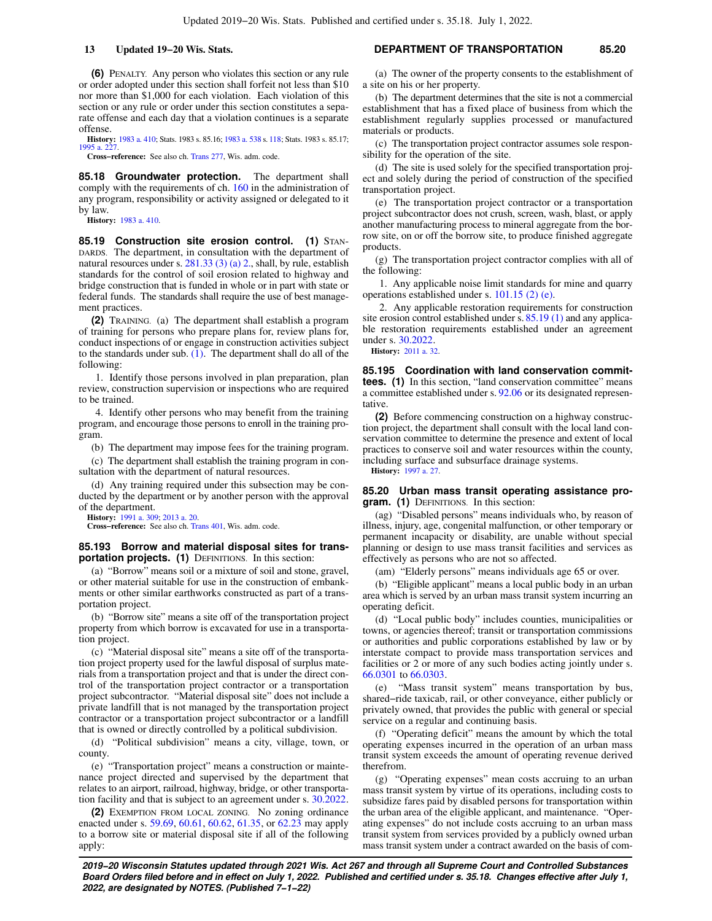**(6)** PENALTY. Any person who violates this section or any rule or order adopted under this section shall forfeit not less than $10 nor more than $1,000 for each violation. Each violation of this section or any rule or order under this section constitutes a separate offense and each day that a violation continues is a separate offense.

**History:** 1983 a. 410; Stats. 1983 s. 85.16; 1983 a. 538 s. 118; Stats. 1983 s. 85.17; 1995 a. 227.

**Cross−reference:** See also ch. Trans 277, Wis. adm. code.

**85.18 Groundwater protection.** The department shall comply with the requirements of ch. 160 in the administration of any program, responsibility or activity assigned or delegated to it by law.

**History:** 1983 a. 410.

**85.19 Construction site erosion control. (1)** STANDARDS. The department, in consultation with the department of natural resources under s. 281.33 (3) (a) 2., shall, by rule, establish standards for the control of soil erosion related to highway and bridge construction that is funded in whole or in part with state or federal funds. The standards shall require the use of best management practices.

**(2)** TRAINING. (a) The department shall establish a program of training for persons who prepare plans for, review plans for, conduct inspections of or engage in construction activities subject to the standards under sub. (1). The department shall do all of the following:

1. Identify those persons involved in plan preparation, plan review, construction supervision or inspections who are required to be trained.

4. Identify other persons who may benefit from the training program, and encourage those persons to enroll in the training program.

(b) The department may impose fees for the training program.

(c) The department shall establish the training program in consultation with the department of natural resources.

(d) Any training required under this subsection may be conducted by the department or by another person with the approval of the department.

**History:** 1991 a. 309; 2013 a. 20.

**Cross−reference:** See also ch. Trans 401, Wis. adm. code.

**85.193 Borrow and material disposal sites for transportation projects. (1)** DEFINITIONS. In this section:

(a) "Borrow" means soil or a mixture of soil and stone, gravel, or other material suitable for use in the construction of embankments or other similar earthworks constructed as part of a transportation project.

(b) "Borrow site" means a site off of the transportation project property from which borrow is excavated for use in a transportation project.

(c) "Material disposal site" means a site off of the transportation project property used for the lawful disposal of surplus materials from a transportation project and that is under the direct control of the transportation project contractor or a transportation project subcontractor. "Material disposal site" does not include a private landfill that is not managed by the transportation project contractor or a transportation project subcontractor or a landfill that is owned or directly controlled by a political subdivision.

(d) "Political subdivision" means a city, village, town, or county.

(e) "Transportation project" means a construction or maintenance project directed and supervised by the department that relates to an airport, railroad, highway, bridge, or other transportation facility and that is subject to an agreement under s. 30.2022.

**(2)** EXEMPTION FROM LOCAL ZONING. No zoning ordinance enacted under s. 59.69, 60.61, 60.62, 61.35, or 62.23 may apply to a borrow site or material disposal site if all of the following apply:

(a) The owner of the property consents to the establishment of a site on his or her property.

(b) The department determines that the site is not a commercial establishment that has a fixed place of business from which the establishment regularly supplies processed or manufactured materials or products.

(c) The transportation project contractor assumes sole responsibility for the operation of the site.

(d) The site is used solely for the specified transportation project and solely during the period of construction of the specified transportation project.

(e) The transportation project contractor or a transportation project subcontractor does not crush, screen, wash, blast, or apply another manufacturing process to mineral aggregate from the borrow site, on or off the borrow site, to produce finished aggregate products.

(g) The transportation project contractor complies with all of the following:

1. Any applicable noise limit standards for mine and quarry operations established under s. 101.15 (2) (e).

2. Any applicable restoration requirements for construction site erosion control established under s. 85.19 (1) and any applicable restoration requirements established under an agreement under s. 30.2022.

**History:** 2011 a. 32.

**85.195 Coordination with land conservation committees. (1)** In this section, "land conservation committee" means a committee established under s. 92.06 or its designated representative.

**(2)** Before commencing construction on a highway construction project, the department shall consult with the local land conservation committee to determine the presence and extent of local practices to conserve soil and water resources within the county, including surface and subsurface drainage systems.

**History:** 1997 a. 27.

**85.20 Urban mass transit operating assistance program. (1)** DEFINITIONS. In this section:

(ag) "Disabled persons" means individuals who, by reason of illness, injury, age, congenital malfunction, or other temporary or permanent incapacity or disability, are unable without special planning or design to use mass transit facilities and services as effectively as persons who are not so affected.

(am) "Elderly persons" means individuals age 65 or over.

(b) "Eligible applicant" means a local public body in an urban area which is served by an urban mass transit system incurring an operating deficit.

(d) "Local public body" includes counties, municipalities or towns, or agencies thereof; transit or transportation commissions or authorities and public corporations established by law or by interstate compact to provide mass transportation services and facilities or 2 or more of any such bodies acting jointly under s. 66.0301 to 66.0303.

(e) "Mass transit system" means transportation by bus, shared−ride taxicab, rail, or other conveyance, either publicly or privately owned, that provides the public with general or special service on a regular and continuing basis.

(f) "Operating deficit" means the amount by which the total operating expenses incurred in the operation of an urban mass transit system exceeds the amount of operating revenue derived therefrom.

(g) "Operating expenses" mean costs accruing to an urban mass transit system by virtue of its operations, including costs to subsidize fares paid by disabled persons for transportation within the urban area of the eligible applicant, and maintenance. "Operating expenses" do not include costs accruing to an urban mass transit system from services provided by a publicly owned urban mass transit system under a contract awarded on the basis of com-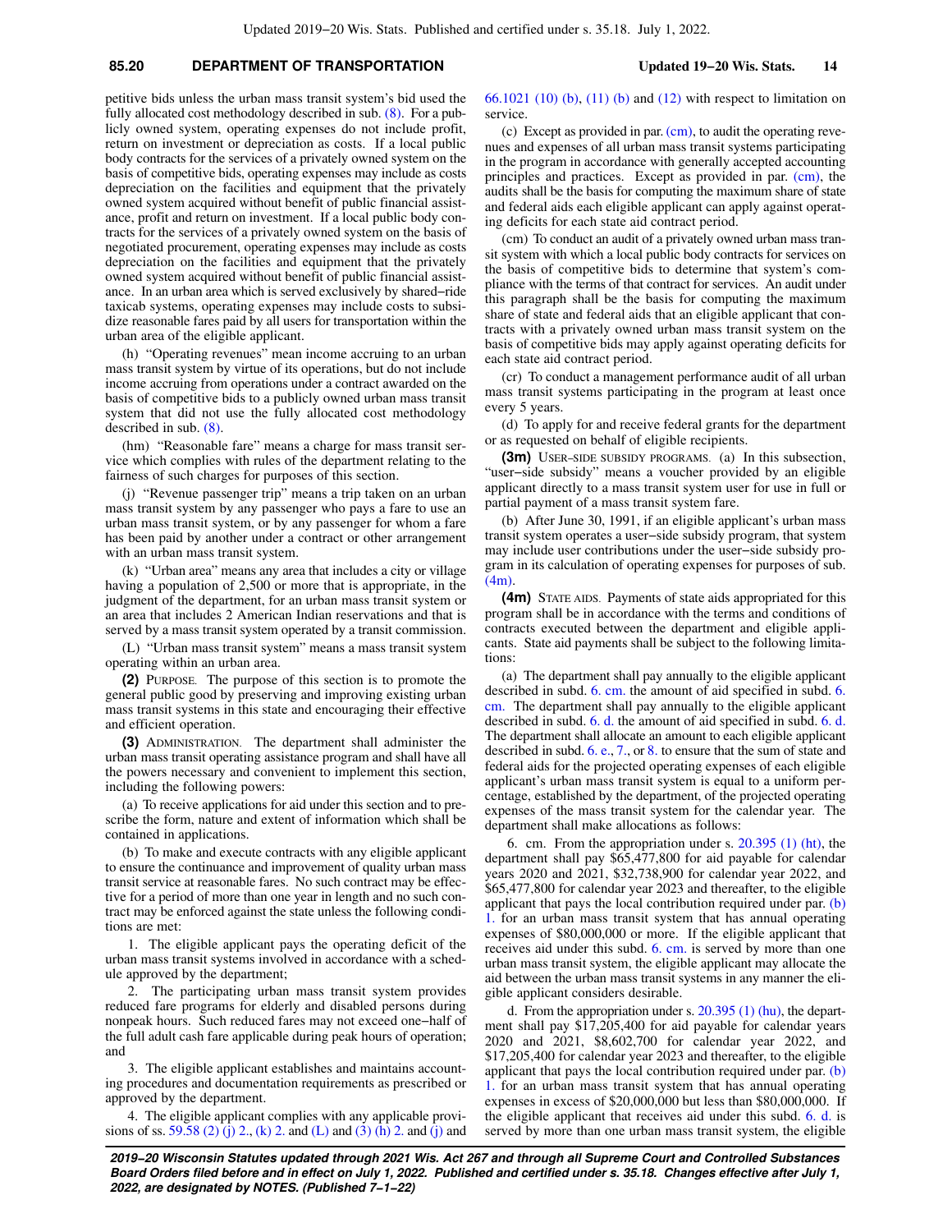petitive bids unless the urban mass transit system's bid used the fully allocated cost methodology described in sub. (8). For a publicly owned system, operating expenses do not include profit, return on investment or depreciation as costs. If a local public body contracts for the services of a privately owned system on the basis of competitive bids, operating expenses may include as costs depreciation on the facilities and equipment that the privately owned system acquired without benefit of public financial assistance, profit and return on investment. If a local public body contracts for the services of a privately owned system on the basis of negotiated procurement, operating expenses may include as costs depreciation on the facilities and equipment that the privately owned system acquired without benefit of public financial assistance. In an urban area which is served exclusively by shared−ride taxicab systems, operating expenses may include costs to subsidize reasonable fares paid by all users for transportation within the urban area of the eligible applicant.

(h) "Operating revenues" mean income accruing to an urban mass transit system by virtue of its operations, but do not include income accruing from operations under a contract awarded on the basis of competitive bids to a publicly owned urban mass transit system that did not use the fully allocated cost methodology described in sub. (8).

(hm) "Reasonable fare" means a charge for mass transit service which complies with rules of the department relating to the fairness of such charges for purposes of this section.

(j) "Revenue passenger trip" means a trip taken on an urban mass transit system by any passenger who pays a fare to use an urban mass transit system, or by any passenger for whom a fare has been paid by another under a contract or other arrangement with an urban mass transit system.

(k) "Urban area" means any area that includes a city or village having a population of 2,500 or more that is appropriate, in the judgment of the department, for an urban mass transit system or an area that includes 2 American Indian reservations and that is served by a mass transit system operated by a transit commission.

(L) "Urban mass transit system" means a mass transit system operating within an urban area.

**(2)** PURPOSE. The purpose of this section is to promote the general public good by preserving and improving existing urban mass transit systems in this state and encouraging their effective and efficient operation.

**(3)** ADMINISTRATION. The department shall administer the urban mass transit operating assistance program and shall have all the powers necessary and convenient to implement this section, including the following powers:

(a) To receive applications for aid under this section and to prescribe the form, nature and extent of information which shall be contained in applications.

(b) To make and execute contracts with any eligible applicant to ensure the continuance and improvement of quality urban mass transit service at reasonable fares. No such contract may be effective for a period of more than one year in length and no such contract may be enforced against the state unless the following conditions are met:

1. The eligible applicant pays the operating deficit of the urban mass transit systems involved in accordance with a schedule approved by the department;

2. The participating urban mass transit system provides reduced fare programs for elderly and disabled persons during nonpeak hours. Such reduced fares may not exceed one−half of the full adult cash fare applicable during peak hours of operation; and

3. The eligible applicant establishes and maintains accounting procedures and documentation requirements as prescribed or approved by the department.

4. The eligible applicant complies with any applicable provisions of ss. 59.58 (2) (j) 2., (k) 2. and (L) and (3) (h) 2. and (j) and 66.1021 (10) (b), (11) (b) and (12) with respect to limitation on service.

(c) Except as provided in par. (cm), to audit the operating revenues and expenses of all urban mass transit systems participating in the program in accordance with generally accepted accounting principles and practices. Except as provided in par. (cm), the audits shall be the basis for computing the maximum share of state and federal aids each eligible applicant can apply against operating deficits for each state aid contract period.

(cm) To conduct an audit of a privately owned urban mass transit system with which a local public body contracts for services on the basis of competitive bids to determine that system's compliance with the terms of that contract for services. An audit under this paragraph shall be the basis for computing the maximum share of state and federal aids that an eligible applicant that contracts with a privately owned urban mass transit system on the basis of competitive bids may apply against operating deficits for each state aid contract period.

(cr) To conduct a management performance audit of all urban mass transit systems participating in the program at least once every 5 years.

(d) To apply for and receive federal grants for the department or as requested on behalf of eligible recipients.

**(3m)** USER−SIDE SUBSIDY PROGRAMS. (a) In this subsection, "user−side subsidy" means a voucher provided by an eligible applicant directly to a mass transit system user for use in full or partial payment of a mass transit system fare.

(b) After June 30, 1991, if an eligible applicant's urban mass transit system operates a user−side subsidy program, that system may include user contributions under the user−side subsidy program in its calculation of operating expenses for purposes of sub. (4m).

**(4m)** STATE AIDS. Payments of state aids appropriated for this program shall be in accordance with the terms and conditions of contracts executed between the department and eligible applicants. State aid payments shall be subject to the following limitations:

(a) The department shall pay annually to the eligible applicant described in subd. 6. cm. the amount of aid specified in subd. 6. cm. The department shall pay annually to the eligible applicant described in subd. 6. d. the amount of aid specified in subd. 6. d. The department shall allocate an amount to each eligible applicant described in subd. 6. e., 7., or 8. to ensure that the sum of state and federal aids for the projected operating expenses of each eligible applicant's urban mass transit system is equal to a uniform percentage, established by the department, of the projected operating expenses of the mass transit system for the calendar year. The department shall make allocations as follows:

6. cm. From the appropriation under s. 20.395 (1) (ht), the department shall pay $65,477,800 for aid payable for calendar years 2020 and 2021, $32,738,900 for calendar year 2022, and $65,477,800 for calendar year 2023 and thereafter, to the eligible applicant that pays the local contribution required under par. (b) 1. for an urban mass transit system that has annual operating expenses of $80,000,000 or more. If the eligible applicant that receives aid under this subd. 6. cm. is served by more than one urban mass transit system, the eligible applicant may allocate the aid between the urban mass transit systems in any manner the eligible applicant considers desirable.

d. From the appropriation under s. 20.395 (1) (hu), the department shall pay $17,205,400 for aid payable for calendar years 2020 and 2021, $8,602,700 for calendar year 2022, and $17,205,400 for calendar year 2023 and thereafter, to the eligible applicant that pays the local contribution required under par. (b) 1. for an urban mass transit system that has annual operating expenses in excess of $20,000,000 but less than $80,000,000. If the eligible applicant that receives aid under this subd. 6. d. is served by more than one urban mass transit system, the eligible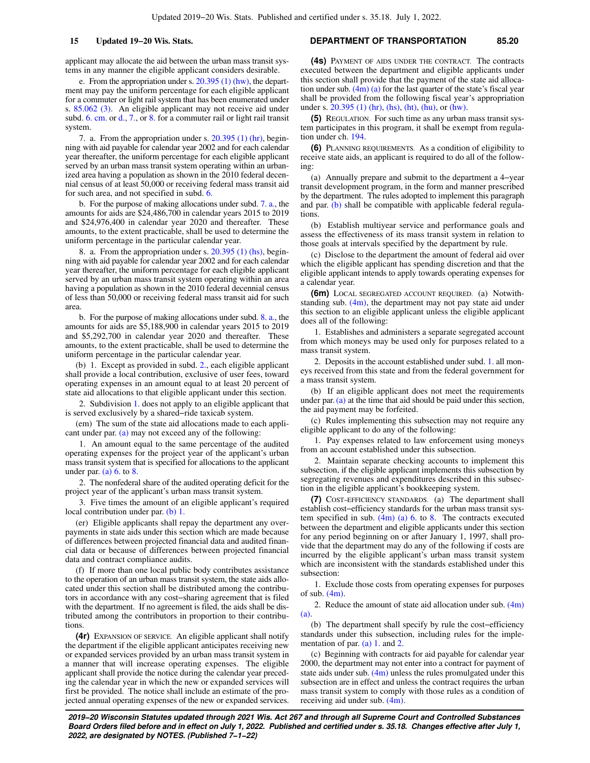applicant may allocate the aid between the urban mass transit systems in any manner the eligible applicant considers desirable.

e. From the appropriation under s. 20.395 (1) (hw), the department may pay the uniform percentage for each eligible applicant for a commuter or light rail system that has been enumerated under s. 85.062 (3). An eligible applicant may not receive aid under subd. 6. cm. or d., 7., or 8. for a commuter rail or light rail transit system.

7. a. From the appropriation under s. 20.395 (1) (hr), beginning with aid payable for calendar year 2002 and for each calendar year thereafter, the uniform percentage for each eligible applicant served by an urban mass transit system operating within an urbanized area having a population as shown in the 2010 federal decennial census of at least 50,000 or receiving federal mass transit aid for such area, and not specified in subd. 6.

b. For the purpose of making allocations under subd. 7. a., the amounts for aids are $24,486,700 in calendar years 2015 to 2019 and $24,976,400 in calendar year 2020 and thereafter. These amounts, to the extent practicable, shall be used to determine the uniform percentage in the particular calendar year.

8. a. From the appropriation under s. 20.395 (1) (hs), beginning with aid payable for calendar year 2002 and for each calendar year thereafter, the uniform percentage for each eligible applicant served by an urban mass transit system operating within an area having a population as shown in the 2010 federal decennial census of less than 50,000 or receiving federal mass transit aid for such area.

b. For the purpose of making allocations under subd. 8. a., the amounts for aids are $5,188,900 in calendar years 2015 to 2019 and $5,292,700 in calendar year 2020 and thereafter. These amounts, to the extent practicable, shall be used to determine the uniform percentage in the particular calendar year.

(b) 1. Except as provided in subd. 2., each eligible applicant shall provide a local contribution, exclusive of user fees, toward operating expenses in an amount equal to at least 20 percent of state aid allocations to that eligible applicant under this section.

2. Subdivision 1. does not apply to an eligible applicant that is served exclusively by a shared−ride taxicab system.

(em) The sum of the state aid allocations made to each applicant under par. (a) may not exceed any of the following:

1. An amount equal to the same percentage of the audited operating expenses for the project year of the applicant's urban mass transit system that is specified for allocations to the applicant under par. (a) 6. to 8.

2. The nonfederal share of the audited operating deficit for the project year of the applicant's urban mass transit system.

3. Five times the amount of an eligible applicant's required local contribution under par. (b) 1.

(er) Eligible applicants shall repay the department any overpayments in state aids under this section which are made because of differences between projected financial data and audited financial data or because of differences between projected financial data and contract compliance audits.

(f) If more than one local public body contributes assistance to the operation of an urban mass transit system, the state aids allocated under this section shall be distributed among the contributors in accordance with any cost−sharing agreement that is filed with the department. If no agreement is filed, the aids shall be distributed among the contributors in proportion to their contributions.

**(4r)** EXPANSION OF SERVICE. An eligible applicant shall notify the department if the eligible applicant anticipates receiving new or expanded services provided by an urban mass transit system in a manner that will increase operating expenses. The eligible applicant shall provide the notice during the calendar year preceding the calendar year in which the new or expanded services will first be provided. The notice shall include an estimate of the projected annual operating expenses of the new or expanded services.

**(4s)** PAYMENT OF AIDS UNDER THE CONTRACT. The contracts executed between the department and eligible applicants under this section shall provide that the payment of the state aid allocation under sub. (4m) (a) for the last quarter of the state's fiscal year shall be provided from the following fiscal year's appropriation under s. 20.395 (1) (hr), (hs), (ht), (hu), or (hw).

**(5)** REGULATION. For such time as any urban mass transit system participates in this program, it shall be exempt from regulation under ch. 194.

**(6)** PLANNING REQUIREMENTS. As a condition of eligibility to receive state aids, an applicant is required to do all of the following:

(a) Annually prepare and submit to the department a 4−year transit development program, in the form and manner prescribed by the department. The rules adopted to implement this paragraph and par. (b) shall be compatible with applicable federal regulations.

(b) Establish multiyear service and performance goals and assess the effectiveness of its mass transit system in relation to those goals at intervals specified by the department by rule.

(c) Disclose to the department the amount of federal aid over which the eligible applicant has spending discretion and that the eligible applicant intends to apply towards operating expenses for a calendar year.

**(6m)** LOCAL SEGREGATED ACCOUNT REQUIRED. (a) Notwithstanding sub. (4m), the department may not pay state aid under this section to an eligible applicant unless the eligible applicant does all of the following:

1. Establishes and administers a separate segregated account from which moneys may be used only for purposes related to a mass transit system.

2. Deposits in the account established under subd. 1. all moneys received from this state and from the federal government for a mass transit system.

(b) If an eligible applicant does not meet the requirements under par. (a) at the time that aid should be paid under this section, the aid payment may be forfeited.

(c) Rules implementing this subsection may not require any eligible applicant to do any of the following:

1. Pay expenses related to law enforcement using moneys from an account established under this subsection.

2. Maintain separate checking accounts to implement this subsection, if the eligible applicant implements this subsection by segregating revenues and expenditures described in this subsection in the eligible applicant's bookkeeping system.

**(7)** COST−EFFICIENCY STANDARDS. (a) The department shall establish cost−efficiency standards for the urban mass transit system specified in sub. (4m) (a) 6. to 8. The contracts executed between the department and eligible applicants under this section for any period beginning on or after January 1, 1997, shall provide that the department may do any of the following if costs are incurred by the eligible applicant's urban mass transit system which are inconsistent with the standards established under this subsection:

1. Exclude those costs from operating expenses for purposes of sub. (4m).

2. Reduce the amount of state aid allocation under sub. (4m) (a).

(b) The department shall specify by rule the cost−efficiency standards under this subsection, including rules for the implementation of par. (a) 1. and 2.

(c) Beginning with contracts for aid payable for calendar year 2000, the department may not enter into a contract for payment of state aids under sub. (4m) unless the rules promulgated under this subsection are in effect and unless the contract requires the urban mass transit system to comply with those rules as a condition of receiving aid under sub. (4m).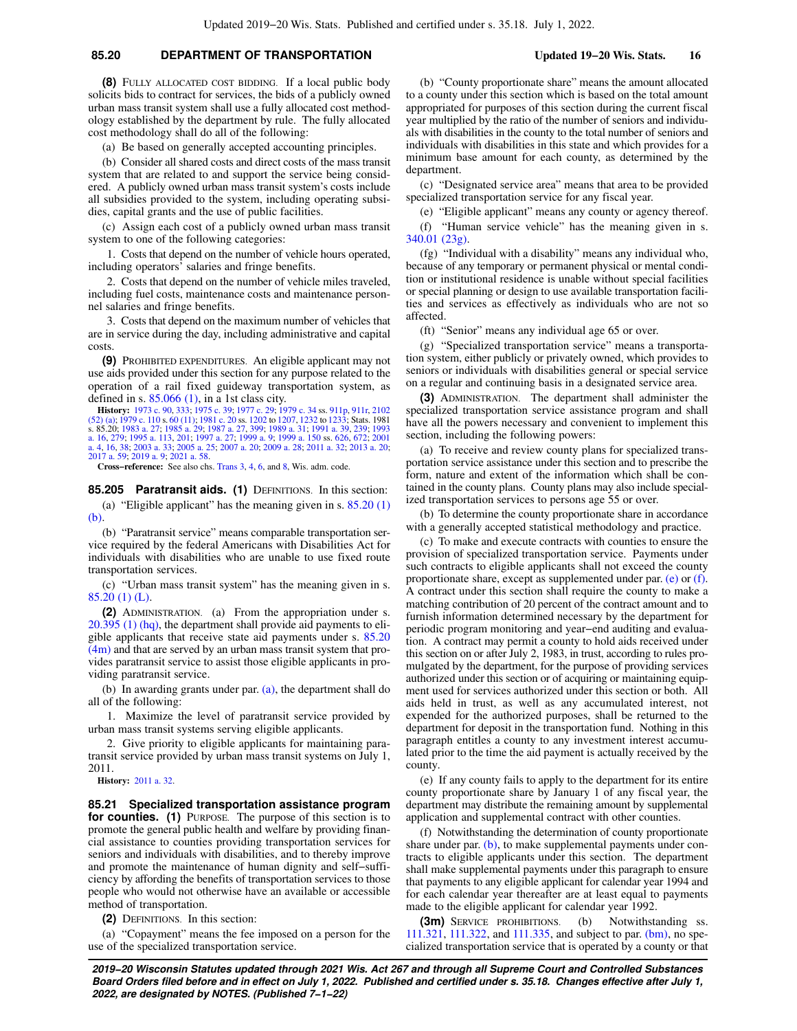**(8)** FULLY ALLOCATED COST BIDDING. If a local public body solicits bids to contract for services, the bids of a publicly owned urban mass transit system shall use a fully allocated cost methodology established by the department by rule. The fully allocated cost methodology shall do all of the following:

(a) Be based on generally accepted accounting principles.

(b) Consider all shared costs and direct costs of the mass transit system that are related to and support the service being considered. A publicly owned urban mass transit system's costs include all subsidies provided to the system, including operating subsidies, capital grants and the use of public facilities.

(c) Assign each cost of a publicly owned urban mass transit system to one of the following categories:

1. Costs that depend on the number of vehicle hours operated, including operators' salaries and fringe benefits.

2. Costs that depend on the number of vehicle miles traveled, including fuel costs, maintenance costs and maintenance personnel salaries and fringe benefits.

3. Costs that depend on the maximum number of vehicles that are in service during the day, including administrative and capital costs.

**(9)** PROHIBITED EXPENDITURES. An eligible applicant may not use aids provided under this section for any purpose related to the operation of a rail fixed guideway transportation system, as defined in s. 85.066 (1), in a 1st class city.

**History:** 1973 c. 90, 333; 1975 c. 39; 1977 c. 29; 1979 c. 34 ss. 911p, 911r, 2102 (52) (a); 1979 c. 110 s. 60 (11); 1981 c. 20 ss. 1202 to 1207, 1232 to 1233; Stats. 1981 s. 85.20; 1983 a. 27; 1985 a. 29; 1987 a. 27, 399; 1989 a. 31; 1991 a. 39, 239; 1993 a. 16, 279; 1995 a. 113, 201; 1997 a. 27; 1999 a. 9; 1999 a. 150 ss. 626, 672; 2001 a. 4, 16, 38; 2003 a. 33; 2005 a. 25; 2007 a. 20; 2009 a. 28; 2011 a. 32; 2013 a. 20; 2017 a. 59; 2019 a. 9; 2021 a. 58.

**Cross−reference:** See also chs. Trans 3, 4, 6, and 8, Wis. adm. code.

**85.205 Paratransit aids. (1)** DEFINITIONS. In this section:

(a) "Eligible applicant" has the meaning given in s. 85.20 (1) (b).

(b) "Paratransit service" means comparable transportation service required by the federal Americans with Disabilities Act for individuals with disabilities who are unable to use fixed route transportation services.

(c) "Urban mass transit system" has the meaning given in s. 85.20 (1) (L).

**(2)** ADMINISTRATION. (a) From the appropriation under s. 20.395 (1) (hq), the department shall provide aid payments to eligible applicants that receive state aid payments under s. 85.20 (4m) and that are served by an urban mass transit system that provides paratransit service to assist those eligible applicants in providing paratransit service.

(b) In awarding grants under par. (a), the department shall do all of the following:

1. Maximize the level of paratransit service provided by urban mass transit systems serving eligible applicants.

2. Give priority to eligible applicants for maintaining paratransit service provided by urban mass transit systems on July 1, 2011.

**History:** 2011 a. 32.

**85.21 Specialized transportation assistance program for counties. (1)** PURPOSE. The purpose of this section is to promote the general public health and welfare by providing financial assistance to counties providing transportation services for seniors and individuals with disabilities, and to thereby improve and promote the maintenance of human dignity and self−sufficiency by affording the benefits of transportation services to those people who would not otherwise have an available or accessible method of transportation.

**(2)** DEFINITIONS. In this section:

(a) "Copayment" means the fee imposed on a person for the use of the specialized transportation service.

(b) "County proportionate share" means the amount allocated to a county under this section which is based on the total amount appropriated for purposes of this section during the current fiscal year multiplied by the ratio of the number of seniors and individuals with disabilities in the county to the total number of seniors and individuals with disabilities in this state and which provides for a minimum base amount for each county, as determined by the department.

(c) "Designated service area" means that area to be provided specialized transportation service for any fiscal year.

(e) "Eligible applicant" means any county or agency thereof.

(f) "Human service vehicle" has the meaning given in s. 340.01 (23g).

(fg) "Individual with a disability" means any individual who, because of any temporary or permanent physical or mental condition or institutional residence is unable without special facilities or special planning or design to use available transportation facilities and services as effectively as individuals who are not so affected.

(ft) "Senior" means any individual age 65 or over.

(g) "Specialized transportation service" means a transportation system, either publicly or privately owned, which provides to seniors or individuals with disabilities general or special service on a regular and continuing basis in a designated service area.

**(3)** ADMINISTRATION. The department shall administer the specialized transportation service assistance program and shall have all the powers necessary and convenient to implement this section, including the following powers:

(a) To receive and review county plans for specialized transportation service assistance under this section and to prescribe the form, nature and extent of the information which shall be contained in the county plans. County plans may also include specialized transportation services to persons age 55 or over.

(b) To determine the county proportionate share in accordance with a generally accepted statistical methodology and practice.

(c) To make and execute contracts with counties to ensure the provision of specialized transportation service. Payments under such contracts to eligible applicants shall not exceed the county proportionate share, except as supplemented under par. (e) or (f). A contract under this section shall require the county to make a matching contribution of 20 percent of the contract amount and to furnish information determined necessary by the department for periodic program monitoring and year−end auditing and evaluation. A contract may permit a county to hold aids received under this section on or after July 2, 1983, in trust, according to rules promulgated by the department, for the purpose of providing services authorized under this section or of acquiring or maintaining equipment used for services authorized under this section or both. All aids held in trust, as well as any accumulated interest, not expended for the authorized purposes, shall be returned to the department for deposit in the transportation fund. Nothing in this paragraph entitles a county to any investment interest accumulated prior to the time the aid payment is actually received by the county.

(e) If any county fails to apply to the department for its entire county proportionate share by January 1 of any fiscal year, the department may distribute the remaining amount by supplemental application and supplemental contract with other counties.

(f) Notwithstanding the determination of county proportionate share under par. (b), to make supplemental payments under contracts to eligible applicants under this section. The department shall make supplemental payments under this paragraph to ensure that payments to any eligible applicant for calendar year 1994 and for each calendar year thereafter are at least equal to payments made to the eligible applicant for calendar year 1992.

**(3m)** SERVICE PROHIBITIONS. (b) Notwithstanding ss. 111.321, 111.322, and 111.335, and subject to par. (bm), no specialized transportation service that is operated by a county or that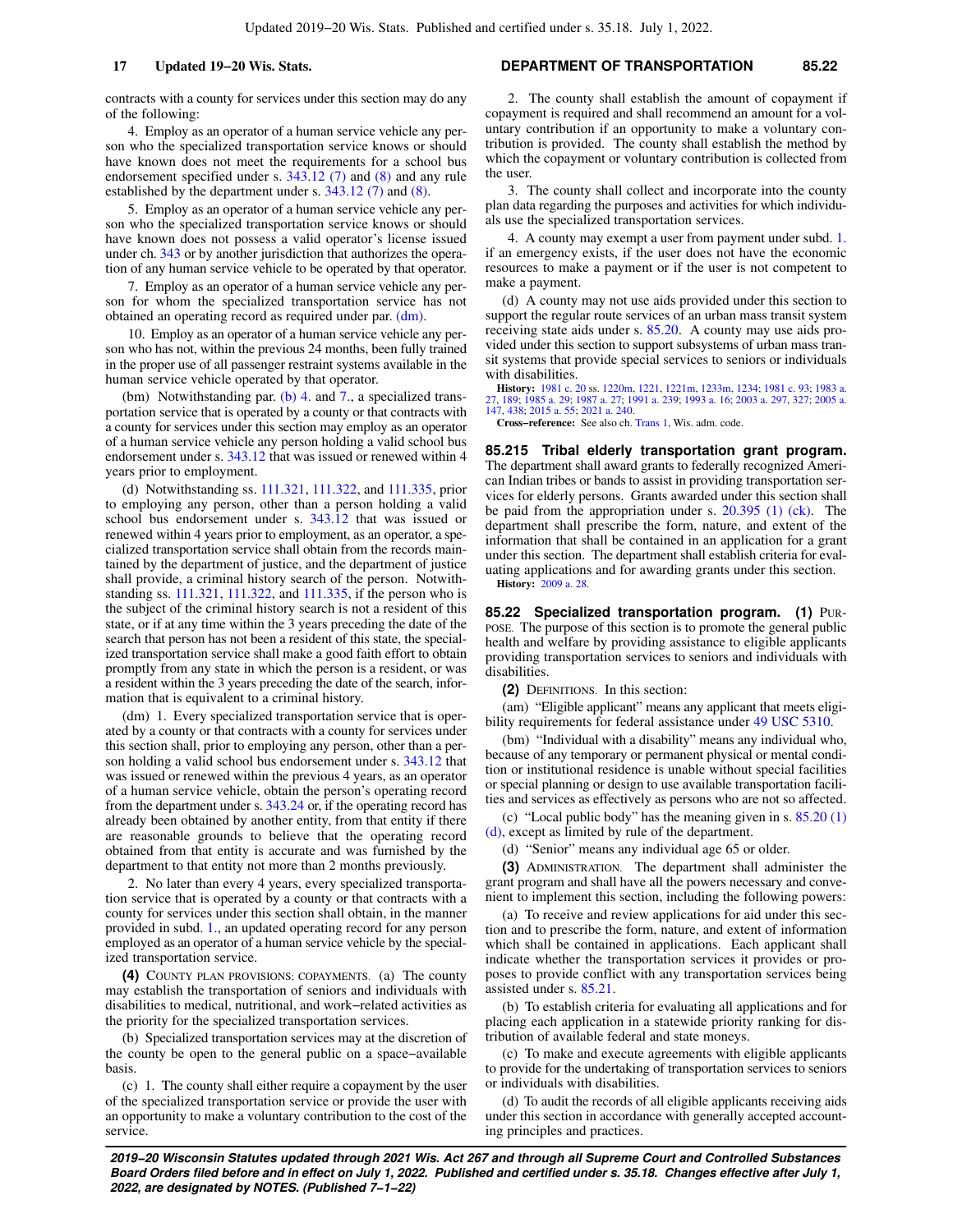contracts with a county for services under this section may do any of the following:

4. Employ as an operator of a human service vehicle any person who the specialized transportation service knows or should have known does not meet the requirements for a school bus endorsement specified under s. 343.12 (7) and (8) and any rule established by the department under s. 343.12 (7) and (8).

5. Employ as an operator of a human service vehicle any person who the specialized transportation service knows or should have known does not possess a valid operator's license issued under ch. 343 or by another jurisdiction that authorizes the operation of any human service vehicle to be operated by that operator.

7. Employ as an operator of a human service vehicle any person for whom the specialized transportation service has not obtained an operating record as required under par. (dm).

10. Employ as an operator of a human service vehicle any person who has not, within the previous 24 months, been fully trained in the proper use of all passenger restraint systems available in the human service vehicle operated by that operator.

(bm) Notwithstanding par. (b) 4. and 7., a specialized transportation service that is operated by a county or that contracts with a county for services under this section may employ as an operator of a human service vehicle any person holding a valid school bus endorsement under s. 343.12 that was issued or renewed within 4 years prior to employment.

(d) Notwithstanding ss. 111.321, 111.322, and 111.335, prior to employing any person, other than a person holding a valid school bus endorsement under s. 343.12 that was issued or renewed within 4 years prior to employment, as an operator, a specialized transportation service shall obtain from the records maintained by the department of justice, and the department of justice shall provide, a criminal history search of the person. Notwithstanding ss. 111.321, 111.322, and 111.335, if the person who is the subject of the criminal history search is not a resident of this state, or if at any time within the 3 years preceding the date of the search that person has not been a resident of this state, the specialized transportation service shall make a good faith effort to obtain promptly from any state in which the person is a resident, or was a resident within the 3 years preceding the date of the search, information that is equivalent to a criminal history.

(dm) 1. Every specialized transportation service that is operated by a county or that contracts with a county for services under this section shall, prior to employing any person, other than a person holding a valid school bus endorsement under s. 343.12 that was issued or renewed within the previous 4 years, as an operator of a human service vehicle, obtain the person's operating record from the department under s. 343.24 or, if the operating record has already been obtained by another entity, from that entity if there are reasonable grounds to believe that the operating record obtained from that entity is accurate and was furnished by the department to that entity not more than 2 months previously.

2. No later than every 4 years, every specialized transportation service that is operated by a county or that contracts with a county for services under this section shall obtain, in the manner provided in subd. 1., an updated operating record for any person employed as an operator of a human service vehicle by the specialized transportation service.

**(4)** COUNTY PLAN PROVISIONS; COPAYMENTS. (a) The county may establish the transportation of seniors and individuals with disabilities to medical, nutritional, and work−related activities as the priority for the specialized transportation services.

(b) Specialized transportation services may at the discretion of the county be open to the general public on a space−available basis.

(c) 1. The county shall either require a copayment by the user of the specialized transportation service or provide the user with an opportunity to make a voluntary contribution to the cost of the service.

2. The county shall establish the amount of copayment if copayment is required and shall recommend an amount for a voluntary contribution if an opportunity to make a voluntary contribution is provided. The county shall establish the method by which the copayment or voluntary contribution is collected from the user.

3. The county shall collect and incorporate into the county plan data regarding the purposes and activities for which individuals use the specialized transportation services.

4. A county may exempt a user from payment under subd. 1. if an emergency exists, if the user does not have the economic resources to make a payment or if the user is not competent to make a payment.

(d) A county may not use aids provided under this section to support the regular route services of an urban mass transit system receiving state aids under s. 85.20. A county may use aids provided under this section to support subsystems of urban mass transit systems that provide special services to seniors or individuals with disabilities.

**History:** 1981 c. 20 ss. 1220m, 1221, 1221m, 1233m, 1234; 1981 c. 93; 1983 a. 27, 189; 1985 a. 29; 1987 a. 27; 1991 a. 239; 1993 a. 16; 2003 a. 297, 327; 2005 a. 147, 438; 2015 a. 55; 2021 a. 240.

**Cross−reference:** See also ch. Trans 1, Wis. adm. code.

## 85.215 Tribal elderly transportation grant program.

The department shall award grants to federally recognized American Indian tribes or bands to assist in providing transportation services for elderly persons. Grants awarded under this section shall be paid from the appropriation under s. 20.395 (1) (ck). The department shall prescribe the form, nature, and extent of the information that shall be contained in an application for a grant under this section. The department shall establish criteria for evaluating applications and for awarding grants under this section.

**History:** 2009 a. 28.

## 85.22 Specialized transportation program.

**(1)** PURPOSE. The purpose of this section is to promote the general public health and welfare by providing assistance to eligible applicants providing transportation services to seniors and individuals with disabilities.

**(2)** DEFINITIONS. In this section:

(am) "Eligible applicant" means any applicant that meets eligibility requirements for federal assistance under 49 USC 5310.

(bm) "Individual with a disability" means any individual who, because of any temporary or permanent physical or mental condition or institutional residence is unable without special facilities or special planning or design to use available transportation facilities and services as effectively as persons who are not so affected.

(c) "Local public body" has the meaning given in s. 85.20 (1) (d), except as limited by rule of the department.

(d) "Senior" means any individual age 65 or older.

**(3)** ADMINISTRATION. The department shall administer the grant program and shall have all the powers necessary and convenient to implement this section, including the following powers:

(a) To receive and review applications for aid under this section and to prescribe the form, nature, and extent of information which shall be contained in applications. Each applicant shall indicate whether the transportation services it provides or proposes to provide conflict with any transportation services being assisted under s. 85.21.

(b) To establish criteria for evaluating all applications and for placing each application in a statewide priority ranking for distribution of available federal and state moneys.

(c) To make and execute agreements with eligible applicants to provide for the undertaking of transportation services to seniors or individuals with disabilities.

(d) To audit the records of all eligible applicants receiving aids under this section in accordance with generally accepted accounting principles and practices.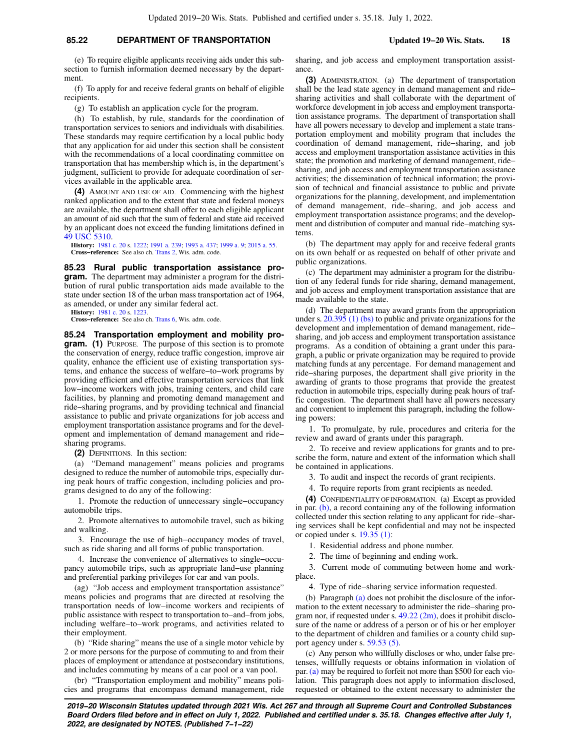(e) To require eligible applicants receiving aids under this subsection to furnish information deemed necessary by the department.

(f) To apply for and receive federal grants on behalf of eligible recipients.

(g) To establish an application cycle for the program.

(h) To establish, by rule, standards for the coordination of transportation services to seniors and individuals with disabilities. These standards may require certification by a local public body that any application for aid under this section shall be consistent with the recommendations of a local coordinating committee on transportation that has membership which is, in the department's judgment, sufficient to provide for adequate coordination of services available in the applicable area.

**(4)** AMOUNT AND USE OF AID. Commencing with the highest ranked application and to the extent that state and federal moneys are available, the department shall offer to each eligible applicant an amount of aid such that the sum of federal and state aid received by an applicant does not exceed the funding limitations defined in 49 USC 5310.

**History:** 1981 c. 20 s. 1222; 1991 a. 239; 1993 a. 437; 1999 a. 9; 2015 a. 55.

**Cross−reference:** See also ch. Trans 2, Wis. adm. code.

**85.23 Rural public transportation assistance program.** The department may administer a program for the distribution of rural public transportation aids made available to the state under section 18 of the urban mass transportation act of 1964, as amended, or under any similar federal act.

**History:** 1981 c. 20 s. 1223.

**Cross−reference:** See also ch. Trans 6, Wis. adm. code.

**85.24 Transportation employment and mobility program. (1)** PURPOSE. The purpose of this section is to promote the conservation of energy, reduce traffic congestion, improve air quality, enhance the efficient use of existing transportation systems, and enhance the success of welfare−to−work programs by providing efficient and effective transportation services that link low−income workers with jobs, training centers, and child care facilities, by planning and promoting demand management and ride−sharing programs, and by providing technical and financial assistance to public and private organizations for job access and employment transportation assistance programs and for the development and implementation of demand management and ride−sharing programs.

**(2)** DEFINITIONS. In this section:

(a) "Demand management" means policies and programs designed to reduce the number of automobile trips, especially during peak hours of traffic congestion, including policies and programs designed to do any of the following:

1. Promote the reduction of unnecessary single−occupancy automobile trips.

2. Promote alternatives to automobile travel, such as biking and walking.

3. Encourage the use of high−occupancy modes of travel, such as ride sharing and all forms of public transportation.

4. Increase the convenience of alternatives to single−occupancy automobile trips, such as appropriate land−use planning and preferential parking privileges for car and van pools.

(ag) "Job access and employment transportation assistance" means policies and programs that are directed at resolving the transportation needs of low−income workers and recipients of public assistance with respect to transportation to−and−from jobs, including welfare−to−work programs, and activities related to their employment.

(b) "Ride sharing" means the use of a single motor vehicle by 2 or more persons for the purpose of commuting to and from their places of employment or attendance at postsecondary institutions, and includes commuting by means of a car pool or a van pool.

(br) "Transportation employment and mobility" means policies and programs that encompass demand management, ride sharing, and job access and employment transportation assistance.

**(3)** ADMINISTRATION. (a) The department of transportation shall be the lead state agency in demand management and ride−sharing activities and shall collaborate with the department of workforce development in job access and employment transportation assistance programs. The department of transportation shall have all powers necessary to develop and implement a state transportation employment and mobility program that includes the coordination of demand management, ride−sharing, and job access and employment transportation assistance activities in this state; the promotion and marketing of demand management, ride−sharing, and job access and employment transportation assistance activities; the dissemination of technical information; the provision of technical and financial assistance to public and private organizations for the planning, development, and implementation of demand management, ride−sharing, and job access and employment transportation assistance programs; and the development and distribution of computer and manual ride−matching systems.

(b) The department may apply for and receive federal grants on its own behalf or as requested on behalf of other private and public organizations.

(c) The department may administer a program for the distribution of any federal funds for ride sharing, demand management, and job access and employment transportation assistance that are made available to the state.

(d) The department may award grants from the appropriation under s. 20.395 (1) (bs) to public and private organizations for the development and implementation of demand management, ride−sharing, and job access and employment transportation assistance programs. As a condition of obtaining a grant under this paragraph, a public or private organization may be required to provide matching funds at any percentage. For demand management and ride−sharing purposes, the department shall give priority in the awarding of grants to those programs that provide the greatest reduction in automobile trips, especially during peak hours of traffic congestion. The department shall have all powers necessary and convenient to implement this paragraph, including the following powers:

1. To promulgate, by rule, procedures and criteria for the review and award of grants under this paragraph.

2. To receive and review applications for grants and to prescribe the form, nature and extent of the information which shall be contained in applications.

3. To audit and inspect the records of grant recipients.

4. To require reports from grant recipients as needed.

**(4)** CONFIDENTIALITY OF INFORMATION. (a) Except as provided in par. (b), a record containing any of the following information collected under this section relating to any applicant for ride−sharing services shall be kept confidential and may not be inspected or copied under s. 19.35 (1):

1. Residential address and phone number.

2. The time of beginning and ending work.

3. Current mode of commuting between home and workplace.

4. Type of ride−sharing service information requested.

(b) Paragraph (a) does not prohibit the disclosure of the information to the extent necessary to administer the ride−sharing program nor, if requested under s. 49.22 (2m), does it prohibit disclosure of the name or address of a person or of his or her employer to the department of children and families or a county child support agency under s. 59.53 (5).

(c) Any person who willfully discloses or who, under false pretenses, willfully requests or obtains information in violation of par. (a) may be required to forfeit not more than $500 for each violation. This paragraph does not apply to information disclosed, requested or obtained to the extent necessary to administer the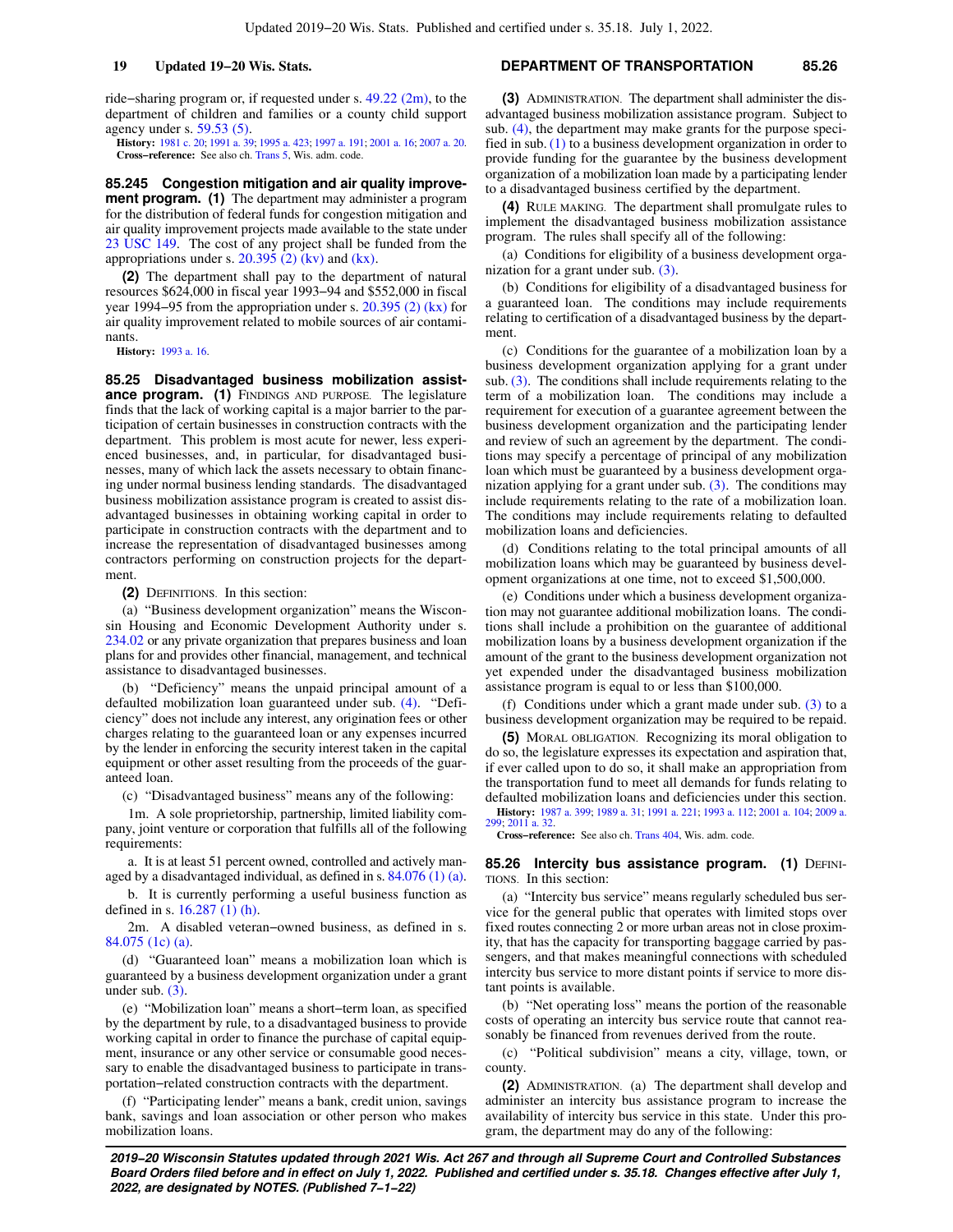ride−sharing program or, if requested under s. 49.22 (2m), to the department of children and families or a county child support agency under s. 59.53 (5).

**History:** 1981 c. 20; 1991 a. 39; 1995 a. 423; 1997 a. 191; 2001 a. 16; 2007 a. 20.

**Cross−reference:** See also ch. Trans 5, Wis. adm. code.

**85.245 Congestion mitigation and air quality improvement program. (1)** The department may administer a program for the distribution of federal funds for congestion mitigation and air quality improvement projects made available to the state under 23 USC 149. The cost of any project shall be funded from the appropriations under s. 20.395 (2) (kv) and (kx).

**(2)** The department shall pay to the department of natural resources $624,000 in fiscal year 1993−94 and $552,000 in fiscal year 1994−95 from the appropriation under s. 20.395 (2) (kx) for air quality improvement related to mobile sources of air contaminants.

**History:** 1993 a. 16.

**85.25 Disadvantaged business mobilization assistance program. (1)** FINDINGS AND PURPOSE. The legislature finds that the lack of working capital is a major barrier to the participation of certain businesses in construction contracts with the department. This problem is most acute for newer, less experienced businesses, and, in particular, for disadvantaged businesses, many of which lack the assets necessary to obtain financing under normal business lending standards. The disadvantaged business mobilization assistance program is created to assist disadvantaged businesses in obtaining working capital in order to participate in construction contracts with the department and to increase the representation of disadvantaged businesses among contractors performing on construction projects for the department.

**(2)** DEFINITIONS. In this section:

(a) "Business development organization" means the Wisconsin Housing and Economic Development Authority under s. 234.02 or any private organization that prepares business and loan plans for and provides other financial, management, and technical assistance to disadvantaged businesses.

(b) "Deficiency" means the unpaid principal amount of a defaulted mobilization loan guaranteed under sub. (4). "Deficiency" does not include any interest, any origination fees or other charges relating to the guaranteed loan or any expenses incurred by the lender in enforcing the security interest taken in the capital equipment or other asset resulting from the proceeds of the guaranteed loan.

(c) "Disadvantaged business" means any of the following:

1m. A sole proprietorship, partnership, limited liability company, joint venture or corporation that fulfills all of the following requirements:

a. It is at least 51 percent owned, controlled and actively managed by a disadvantaged individual, as defined in s. 84.076 (1) (a).

b. It is currently performing a useful business function as defined in s. 16.287 (1) (h).

2m. A disabled veteran−owned business, as defined in s. 84.075 (1c) (a).

(d) "Guaranteed loan" means a mobilization loan which is guaranteed by a business development organization under a grant under sub. (3).

(e) "Mobilization loan" means a short−term loan, as specified by the department by rule, to a disadvantaged business to provide working capital in order to finance the purchase of capital equipment, insurance or any other service or consumable good necessary to enable the disadvantaged business to participate in transportation−related construction contracts with the department.

(f) "Participating lender" means a bank, credit union, savings bank, savings and loan association or other person who makes mobilization loans.

**(3)** ADMINISTRATION. The department shall administer the disadvantaged business mobilization assistance program. Subject to sub. (4), the department may make grants for the purpose specified in sub. (1) to a business development organization in order to provide funding for the guarantee by the business development organization of a mobilization loan made by a participating lender to a disadvantaged business certified by the department.

**(4)** RULE MAKING. The department shall promulgate rules to implement the disadvantaged business mobilization assistance program. The rules shall specify all of the following:

(a) Conditions for eligibility of a business development organization for a grant under sub. (3).

(b) Conditions for eligibility of a disadvantaged business for a guaranteed loan. The conditions may include requirements relating to certification of a disadvantaged business by the department.

(c) Conditions for the guarantee of a mobilization loan by a business development organization applying for a grant under sub. (3). The conditions shall include requirements relating to the term of a mobilization loan. The conditions may include a requirement for execution of a guarantee agreement between the business development organization and the participating lender and review of such an agreement by the department. The conditions may specify a percentage of principal of any mobilization loan which must be guaranteed by a business development organization applying for a grant under sub. (3). The conditions may include requirements relating to the rate of a mobilization loan. The conditions may include requirements relating to defaulted mobilization loans and deficiencies.

(d) Conditions relating to the total principal amounts of all mobilization loans which may be guaranteed by business development organizations at one time, not to exceed $1,500,000.

(e) Conditions under which a business development organization may not guarantee additional mobilization loans. The conditions shall include a prohibition on the guarantee of additional mobilization loans by a business development organization if the amount of the grant to the business development organization not yet expended under the disadvantaged business mobilization assistance program is equal to or less than $100,000.

(f) Conditions under which a grant made under sub. (3) to a business development organization may be required to be repaid.

**(5)** MORAL OBLIGATION. Recognizing its moral obligation to do so, the legislature expresses its expectation and aspiration that, if ever called upon to do so, it shall make an appropriation from the transportation fund to meet all demands for funds relating to defaulted mobilization loans and deficiencies under this section.

**History:** 1987 a. 399; 1989 a. 31; 1991 a. 221; 1993 a. 112; 2001 a. 104; 2009 a. 299; 2011 a. 32.

**Cross−reference:** See also ch. Trans 404, Wis. adm. code.

**85.26 Intercity bus assistance program. (1)** DEFINITIONS. In this section:

(a) "Intercity bus service" means regularly scheduled bus service for the general public that operates with limited stops over fixed routes connecting 2 or more urban areas not in close proximity, that has the capacity for transporting baggage carried by passengers, and that makes meaningful connections with scheduled intercity bus service to more distant points if service to more distant points is available.

(b) "Net operating loss" means the portion of the reasonable costs of operating an intercity bus service route that cannot reasonably be financed from revenues derived from the route.

(c) "Political subdivision" means a city, village, town, or county.

**(2)** ADMINISTRATION. (a) The department shall develop and administer an intercity bus assistance program to increase the availability of intercity bus service in this state. Under this program, the department may do any of the following: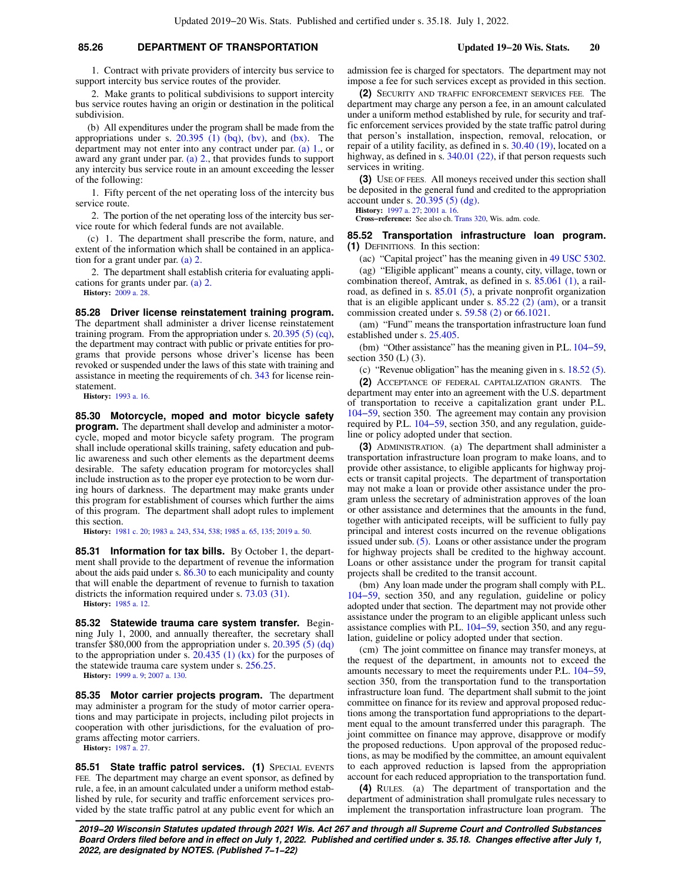1. Contract with private providers of intercity bus service to support intercity bus service routes of the provider.

2. Make grants to political subdivisions to support intercity bus service routes having an origin or destination in the political subdivision.

(b) All expenditures under the program shall be made from the appropriations under s. 20.395 (1) (bq), (bv), and (bx). The department may not enter into any contract under par. (a) 1., or award any grant under par. (a) 2., that provides funds to support any intercity bus service route in an amount exceeding the lesser of the following:

1. Fifty percent of the net operating loss of the intercity bus service route.

2. The portion of the net operating loss of the intercity bus service route for which federal funds are not available.

(c) 1. The department shall prescribe the form, nature, and extent of the information which shall be contained in an application for a grant under par. (a) 2.

2. The department shall establish criteria for evaluating applications for grants under par. (a) 2.

**History:** 2009 a. 28.

**85.28 Driver license reinstatement training program.** The department shall administer a driver license reinstatement training program. From the appropriation under s. 20.395 (5) (cq), the department may contract with public or private entities for programs that provide persons whose driver's license has been revoked or suspended under the laws of this state with training and assistance in meeting the requirements of ch. 343 for license reinstatement.

**History:** 1993 a. 16.

**85.30 Motorcycle, moped and motor bicycle safety program.** The department shall develop and administer a motorcycle, moped and motor bicycle safety program. The program shall include operational skills training, safety education and public awareness and such other elements as the department deems desirable. The safety education program for motorcycles shall include instruction as to the proper eye protection to be worn during hours of darkness. The department may make grants under this program for establishment of courses which further the aims of this program. The department shall adopt rules to implement this section.

**History:** 1981 c. 20; 1983 a. 243, 534, 538; 1985 a. 65, 135; 2019 a. 50.

**85.31 Information for tax bills.** By October 1, the department shall provide to the department of revenue the information about the aids paid under s. 86.30 to each municipality and county that will enable the department of revenue to furnish to taxation districts the information required under s. 73.03 (31).

**History:** 1985 a. 12.

**85.32 Statewide trauma care system transfer.** Beginning July 1, 2000, and annually thereafter, the secretary shall transfer $80,000 from the appropriation under s. 20.395 (5) (dq) to the appropriation under s. 20.435 (1) (kx) for the purposes of the statewide trauma care system under s. 256.25.

**History:** 1999 a. 9; 2007 a. 130.

**85.35 Motor carrier projects program.** The department may administer a program for the study of motor carrier operations and may participate in projects, including pilot projects in cooperation with other jurisdictions, for the evaluation of programs affecting motor carriers.

**History:** 1987 a. 27.

**85.51 State traffic patrol services.** **(1)** SPECIAL EVENTS FEE. The department may charge an event sponsor, as defined by rule, a fee, in an amount calculated under a uniform method established by rule, for security and traffic enforcement services provided by the state traffic patrol at any public event for which an admission fee is charged for spectators. The department may not impose a fee for such services except as provided in this section.

**(2)** SECURITY AND TRAFFIC ENFORCEMENT SERVICES FEE. The department may charge any person a fee, in an amount calculated under a uniform method established by rule, for security and traffic enforcement services provided by the state traffic patrol during that person's installation, inspection, removal, relocation, or repair of a utility facility, as defined in s. 30.40 (19), located on a highway, as defined in s. 340.01 (22), if that person requests such services in writing.

**(3)** USE OF FEES. All moneys received under this section shall be deposited in the general fund and credited to the appropriation account under s. 20.395 (5) (dg).

**History:** 1997 a. 27; 2001 a. 16.

**Cross-reference:** See also ch. Trans 320, Wis. adm. code.

**85.52 Transportation infrastructure loan program.** **(1)** DEFINITIONS. In this section:

(ac) "Capital project" has the meaning given in 49 USC 5302.

(ag) "Eligible applicant" means a county, city, village, town or combination thereof, Amtrak, as defined in s. 85.061 (1), a railroad, as defined in s. 85.01 (5), a private nonprofit organization that is an eligible applicant under s. 85.22 (2) (am), or a transit commission created under s. 59.58 (2) or 66.1021.

(am) "Fund" means the transportation infrastructure loan fund established under s. 25.405.

(bm) "Other assistance" has the meaning given in P.L. 104–59, section 350 (L) (3).

(c) "Revenue obligation" has the meaning given in s. 18.52 (5).

**(2)** ACCEPTANCE OF FEDERAL CAPITALIZATION GRANTS. The department may enter into an agreement with the U.S. department of transportation to receive a capitalization grant under P.L. 104–59, section 350. The agreement may contain any provision required by P.L. 104–59, section 350, and any regulation, guideline or policy adopted under that section.

**(3)** ADMINISTRATION. (a) The department shall administer a transportation infrastructure loan program to make loans, and to provide other assistance, to eligible applicants for highway projects or transit capital projects. The department of transportation may not make a loan or provide other assistance under the program unless the secretary of administration approves of the loan or other assistance and determines that the amounts in the fund, together with anticipated receipts, will be sufficient to fully pay principal and interest costs incurred on the revenue obligations issued under sub. (5). Loans or other assistance under the program for highway projects shall be credited to the highway account. Loans or other assistance under the program for transit capital projects shall be credited to the transit account.

(bm) Any loan made under the program shall comply with P.L. 104–59, section 350, and any regulation, guideline or policy adopted under that section. The department may not provide other assistance under the program to an eligible applicant unless such assistance complies with P.L. 104–59, section 350, and any regulation, guideline or policy adopted under that section.

(cm) The joint committee on finance may transfer moneys, at the request of the department, in amounts not to exceed the amounts necessary to meet the requirements under P.L. 104–59, section 350, from the transportation fund to the transportation infrastructure loan fund. The department shall submit to the joint committee on finance for its review and approval proposed reductions among the transportation fund appropriations to the department equal to the amount transferred under this paragraph. The joint committee on finance may approve, disapprove or modify the proposed reductions. Upon approval of the proposed reductions, as may be modified by the committee, an amount equivalent to each approved reduction is lapsed from the appropriation account for each reduced appropriation to the transportation fund.

**(4)** RULES. (a) The department of transportation and the department of administration shall promulgate rules necessary to implement the transportation infrastructure loan program. The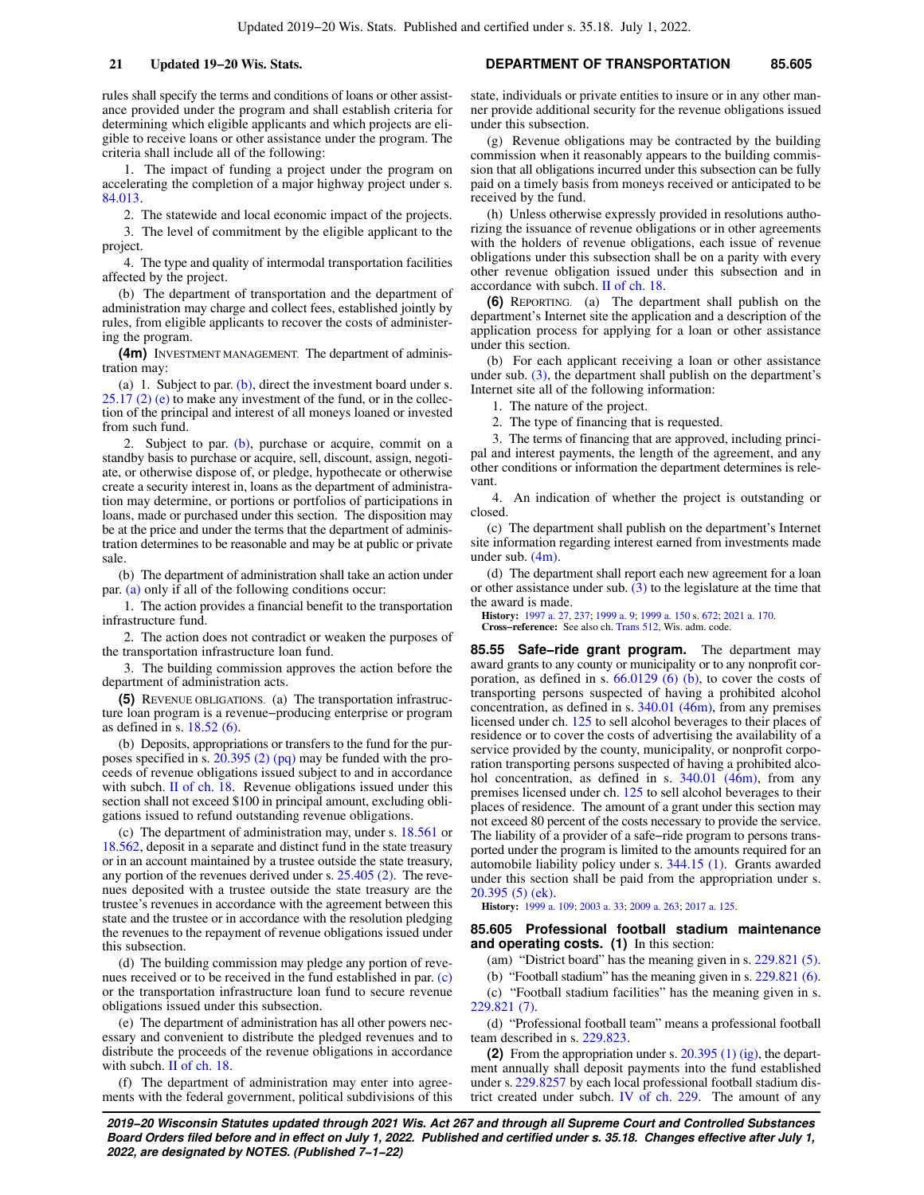rules shall specify the terms and conditions of loans or other assistance provided under the program and shall establish criteria for determining which eligible applicants and which projects are eligible to receive loans or other assistance under the program. The criteria shall include all of the following:

1. The impact of funding a project under the program on accelerating the completion of a major highway project under s. 84.013.

2. The statewide and local economic impact of the projects.

3. The level of commitment by the eligible applicant to the project.

4. The type and quality of intermodal transportation facilities affected by the project.

(b) The department of transportation and the department of administration may charge and collect fees, established jointly by rules, from eligible applicants to recover the costs of administering the program.

**(4m)** INVESTMENT MANAGEMENT. The department of administration may:

(a) 1. Subject to par. (b), direct the investment board under s. 25.17 (2) (e) to make any investment of the fund, or in the collection of the principal and interest of all moneys loaned or invested from such fund.

2. Subject to par. (b), purchase or acquire, commit on a standby basis to purchase or acquire, sell, discount, assign, negotiate, or otherwise dispose of, or pledge, hypothecate or otherwise create a security interest in, loans as the department of administration may determine, or portions or portfolios of participations in loans, made or purchased under this section. The disposition may be at the price and under the terms that the department of administration determines to be reasonable and may be at public or private sale.

(b) The department of administration shall take an action under par. (a) only if all of the following conditions occur:

1. The action provides a financial benefit to the transportation infrastructure fund.

2. The action does not contradict or weaken the purposes of the transportation infrastructure loan fund.

3. The building commission approves the action before the department of administration acts.

**(5)** REVENUE OBLIGATIONS. (a) The transportation infrastructure loan program is a revenue−producing enterprise or program as defined in s. 18.52 (6).

(b) Deposits, appropriations or transfers to the fund for the purposes specified in s. 20.395 (2) (pq) may be funded with the proceeds of revenue obligations issued subject to and in accordance with subch. II of ch. 18. Revenue obligations issued under this section shall not exceed $100 in principal amount, excluding obligations issued to refund outstanding revenue obligations.

(c) The department of administration may, under s. 18.561 or 18.562, deposit in a separate and distinct fund in the state treasury or in an account maintained by a trustee outside the state treasury, any portion of the revenues derived under s. 25.405 (2). The revenues deposited with a trustee outside the state treasury are the trustee's revenues in accordance with the agreement between this state and the trustee or in accordance with the resolution pledging the revenues to the repayment of revenue obligations issued under this subsection.

(d) The building commission may pledge any portion of revenues received or to be received in the fund established in par. (c) or the transportation infrastructure loan fund to secure revenue obligations issued under this subsection.

(e) The department of administration has all other powers necessary and convenient to distribute the pledged revenues and to distribute the proceeds of the revenue obligations in accordance with subch. II of ch. 18.

(f) The department of administration may enter into agreements with the federal government, political subdivisions of this state, individuals or private entities to insure or in any other manner provide additional security for the revenue obligations issued under this subsection.

(g) Revenue obligations may be contracted by the building commission when it reasonably appears to the building commission that all obligations incurred under this subsection can be fully paid on a timely basis from moneys received or anticipated to be received by the fund.

(h) Unless otherwise expressly provided in resolutions authorizing the issuance of revenue obligations or in other agreements with the holders of revenue obligations, each issue of revenue obligations under this subsection shall be on a parity with every other revenue obligation issued under this subsection and in accordance with subch. II of ch. 18.

**(6)** REPORTING. (a) The department shall publish on the department's Internet site the application and a description of the application process for applying for a loan or other assistance under this section.

(b) For each applicant receiving a loan or other assistance under sub. (3), the department shall publish on the department's Internet site all of the following information:

1. The nature of the project.

2. The type of financing that is requested.

3. The terms of financing that are approved, including principal and interest payments, the length of the agreement, and any other conditions or information the department determines is relevant.

4. An indication of whether the project is outstanding or closed.

(c) The department shall publish on the department's Internet site information regarding interest earned from investments made under sub. (4m).

(d) The department shall report each new agreement for a loan or other assistance under sub. (3) to the legislature at the time that the award is made.

**History:** 1997 a. 27, 237; 1999 a. 9; 1999 a. 150 s. 672; 2021 a. 170.
**Cross−reference:** See also ch. Trans 512, Wis. adm. code.

**85.55 Safe−ride grant program.** The department may award grants to any county or municipality or to any nonprofit corporation, as defined in s. 66.0129 (6) (b), to cover the costs of transporting persons suspected of having a prohibited alcohol concentration, as defined in s. 340.01 (46m), from any premises licensed under ch. 125 to sell alcohol beverages to their places of residence or to cover the costs of advertising the availability of a service provided by the county, municipality, or nonprofit corporation transporting persons suspected of having a prohibited alcohol concentration, as defined in s. 340.01 (46m), from any premises licensed under ch. 125 to sell alcohol beverages to their places of residence. The amount of a grant under this section may not exceed 80 percent of the costs necessary to provide the service. The liability of a provider of a safe−ride program to persons transported under the program is limited to the amounts required for an automobile liability policy under s. 344.15 (1). Grants awarded under this section shall be paid from the appropriation under s. 20.395 (5) (ek).

**History:** 1999 a. 109; 2003 a. 33; 2009 a. 263; 2017 a. 125.

**85.605 Professional football stadium maintenance and operating costs. (1)** In this section:

(am) "District board" has the meaning given in s. 229.821 (5).

(b) "Football stadium" has the meaning given in s. 229.821 (6).

(c) "Football stadium facilities" has the meaning given in s. 229.821 (7).

(d) "Professional football team" means a professional football team described in s. 229.823.

**(2)** From the appropriation under s. 20.395 (1) (ig), the department annually shall deposit payments into the fund established under s. 229.8257 by each local professional football stadium district created under subch. IV of ch. 229. The amount of any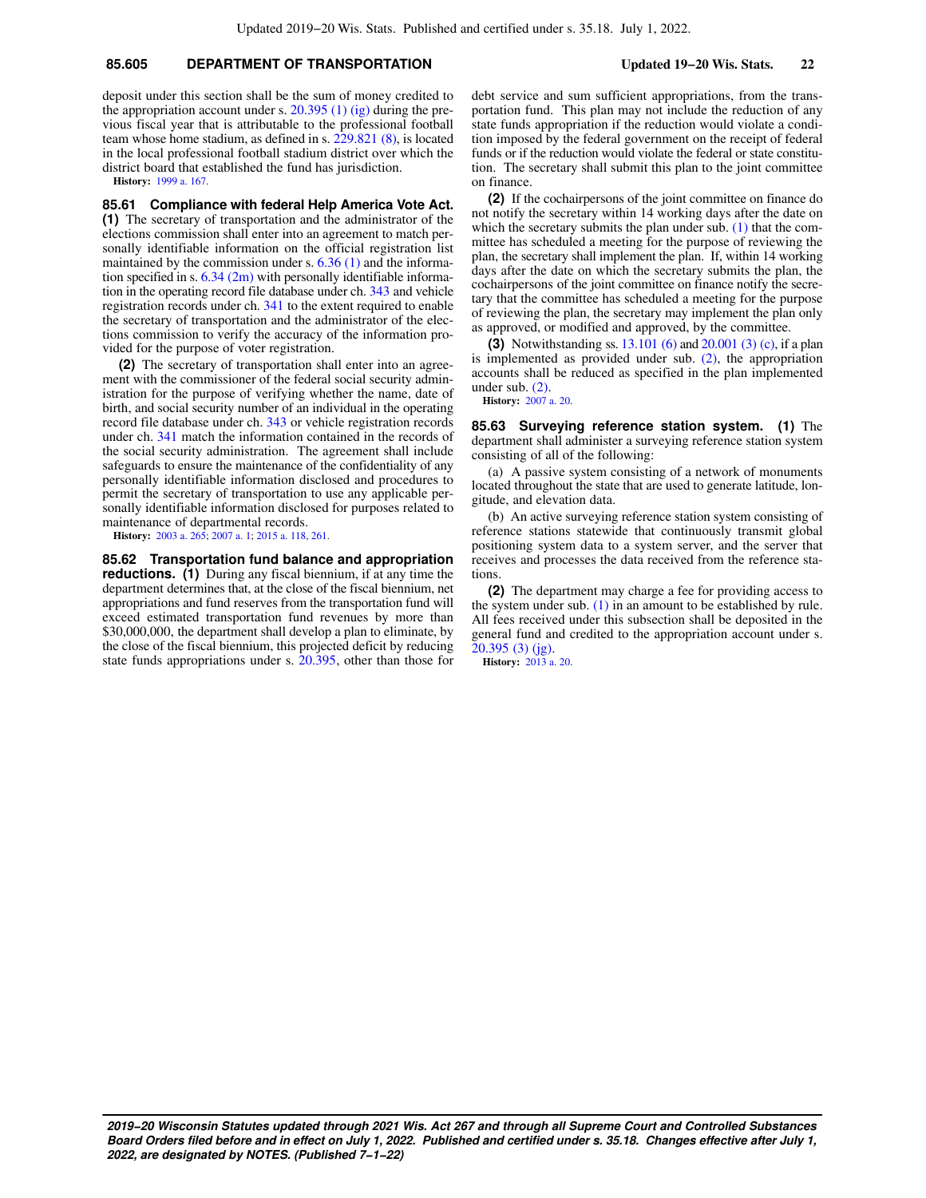deposit under this section shall be the sum of money credited to the appropriation account under s. 20.395 (1) (ig) during the previous fiscal year that is attributable to the professional football team whose home stadium, as defined in s. 229.821 (8), is located in the local professional football stadium district over which the district board that established the fund has jurisdiction.

**History:** 1999 a. 167.

**85.61 Compliance with federal Help America Vote Act.** **(1)** The secretary of transportation and the administrator of the elections commission shall enter into an agreement to match personally identifiable information on the official registration list maintained by the commission under s. 6.36 (1) and the information specified in s. 6.34 (2m) with personally identifiable information in the operating record file database under ch. 343 and vehicle registration records under ch. 341 to the extent required to enable the secretary of transportation and the administrator of the elections commission to verify the accuracy of the information provided for the purpose of voter registration.

**(2)** The secretary of transportation shall enter into an agreement with the commissioner of the federal social security administration for the purpose of verifying whether the name, date of birth, and social security number of an individual in the operating record file database under ch. 343 or vehicle registration records under ch. 341 match the information contained in the records of the social security administration. The agreement shall include safeguards to ensure the maintenance of the confidentiality of any personally identifiable information disclosed and procedures to permit the secretary of transportation to use any applicable personally identifiable information disclosed for purposes related to maintenance of departmental records.

**History:** 2003 a. 265; 2007 a. 1; 2015 a. 118, 261.

**85.62 Transportation fund balance and appropriation reductions.** **(1)** During any fiscal biennium, if at any time the department determines that, at the close of the fiscal biennium, net appropriations and fund reserves from the transportation fund will exceed estimated transportation fund revenues by more than $30,000,000, the department shall develop a plan to eliminate, by the close of the fiscal biennium, this projected deficit by reducing state funds appropriations under s. 20.395, other than those for debt service and sum sufficient appropriations, from the transportation fund. This plan may not include the reduction of any state funds appropriation if the reduction would violate a condition imposed by the federal government on the receipt of federal funds or if the reduction would violate the federal or state constitution. The secretary shall submit this plan to the joint committee on finance.

**(2)** If the cochairpersons of the joint committee on finance do not notify the secretary within 14 working days after the date on which the secretary submits the plan under sub. (1) that the committee has scheduled a meeting for the purpose of reviewing the plan, the secretary shall implement the plan. If, within 14 working days after the date on which the secretary submits the plan, the cochairpersons of the joint committee on finance notify the secretary that the committee has scheduled a meeting for the purpose of reviewing the plan, the secretary may implement the plan only as approved, or modified and approved, by the committee.

**(3)** Notwithstanding ss. 13.101 (6) and 20.001 (3) (c), if a plan is implemented as provided under sub. (2), the appropriation accounts shall be reduced as specified in the plan implemented under sub. (2).

**History:** 2007 a. 20.

**85.63 Surveying reference station system.** **(1)** The department shall administer a surveying reference station system consisting of all of the following:

(a) A passive system consisting of a network of monuments located throughout the state that are used to generate latitude, longitude, and elevation data.

(b) An active surveying reference station system consisting of reference stations statewide that continuously transmit global positioning system data to a system server, and the server that receives and processes the data received from the reference stations.

**(2)** The department may charge a fee for providing access to the system under sub. (1) in an amount to be established by rule. All fees received under this subsection shall be deposited in the general fund and credited to the appropriation account under s. 20.395 (3) (jg).

**History:** 2013 a. 20.